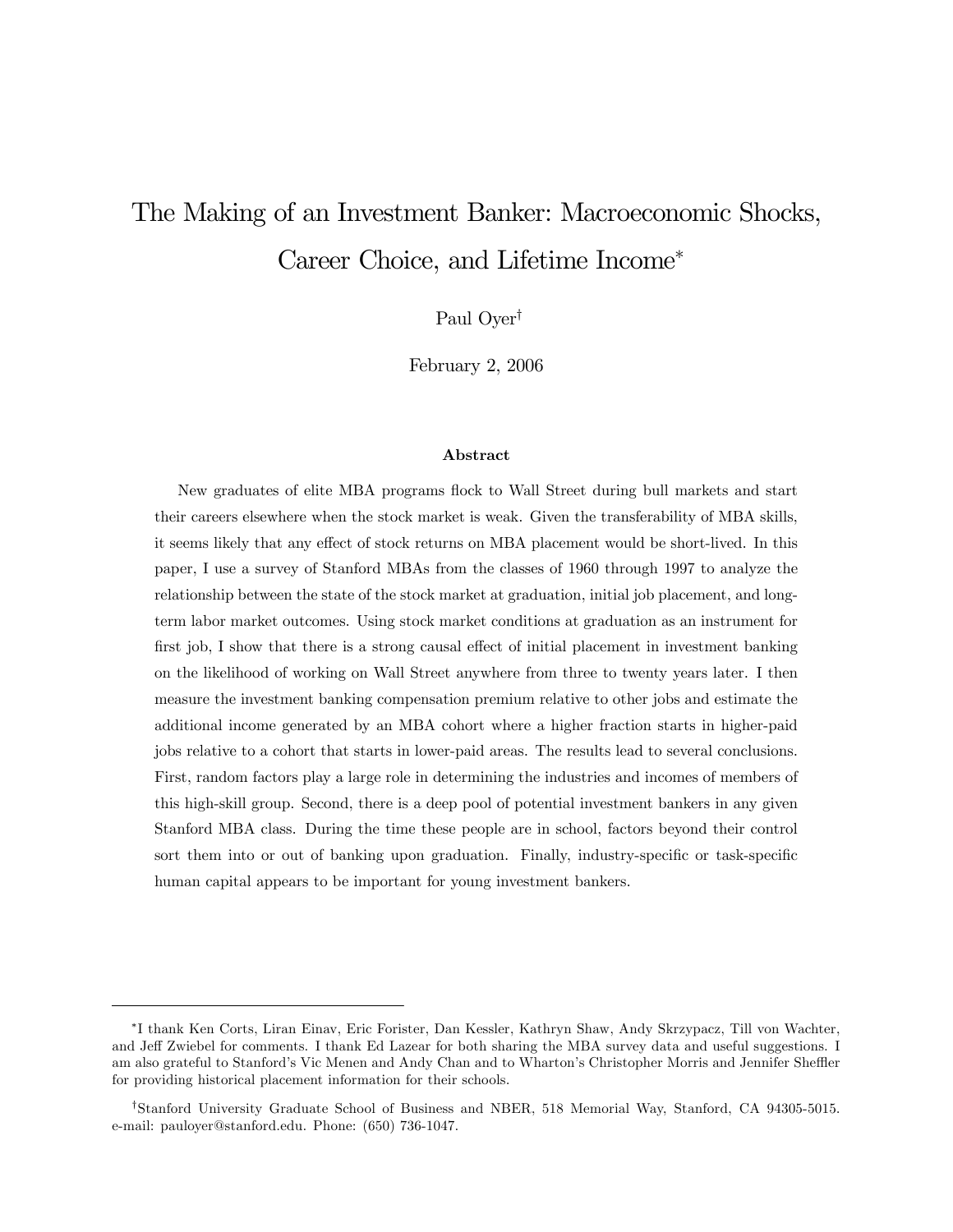# The Making of an Investment Banker: Macroeconomic Shocks, Career Choice, and Lifetime Income*

Paul Oyer†

February 2, 2006

### Abstract

New graduates of elite MBA programs flock to Wall Street during bull markets and start their careers elsewhere when the stock market is weak. Given the transferability of MBA skills, it seems likely that any effect of stock returns on MBA placement would be short-lived. In this paper, I use a survey of Stanford MBAs from the classes of 1960 through 1997 to analyze the relationship between the state of the stock market at graduation, initial job placement, and long-term labor market outcomes. Using stock market conditions at graduation as an instrument for first job, I show that there is a strong causal effect of initial placement in investment banking on the likelihood of working on Wall Street anywhere from three to twenty years later. I then measure the investment banking compensation premium relative to other jobs and estimate the additional income generated by an MBA cohort where a higher fraction starts in higher-paid jobs relative to a cohort that starts in lower-paid areas. The results lead to several conclusions. First, random factors play a large role in determining the industries and incomes of members of this high-skill group. Second, there is a deep pool of potential investment bankers in any given Stanford MBA class. During the time these people are in school, factors beyond their control sort them into or out of banking upon graduation. Finally, industry-specific or task-specific human capital appears to be important for young investment bankers.

---

*I thank Ken Corts, Liran Einav, Eric Forister, Dan Kessler, Kathryn Shaw, Andy Skrzypacz, Till von Wachter, and Jeff Zwiebel for comments. I thank Ed Lazear for both sharing the MBA survey data and useful suggestions. I am also grateful to Stanford's Vic Menen and Andy Chan and to Wharton's Christopher Morris and Jennifer Sheffler for providing historical placement information for their schools.

†Stanford University Graduate School of Business and NBER, 518 Memorial Way, Stanford, CA 94305-5015. e-mail: pauloyer@stanford.edu. Phone: (650) 736-1047.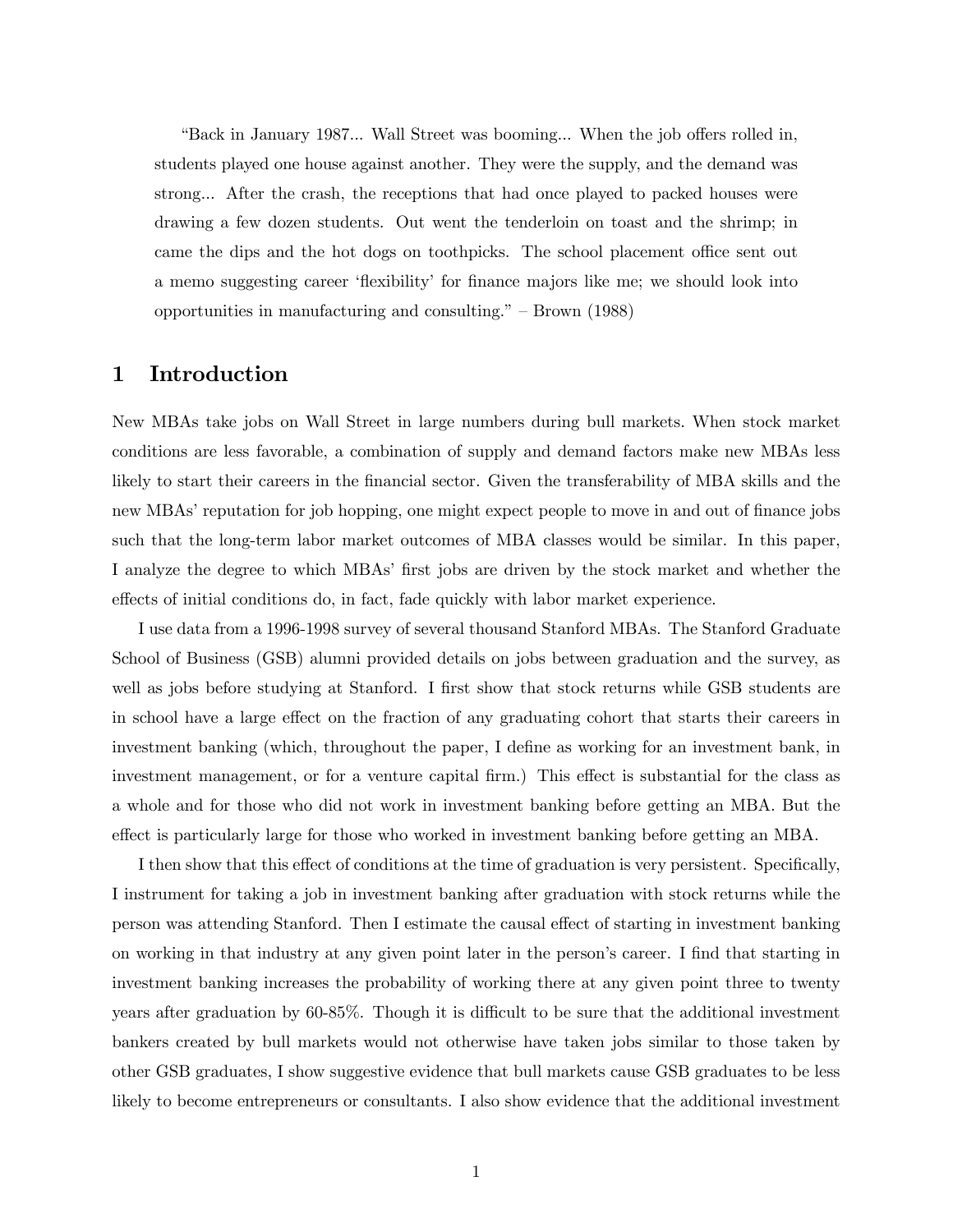> "Back in January 1987... Wall Street was booming... When the job offers rolled in, students played one house against another. They were the supply, and the demand was strong... After the crash, the receptions that had once played to packed houses were drawing a few dozen students. Out went the tenderloin on toast and the shrimp; in came the dips and the hot dogs on toothpicks. The school placement office sent out a memo suggesting career 'flexibility' for finance majors like me; we should look into opportunities in manufacturing and consulting." – Brown (1988)

## 1 Introduction

New MBAs take jobs on Wall Street in large numbers during bull markets. When stock market conditions are less favorable, a combination of supply and demand factors make new MBAs less likely to start their careers in the financial sector. Given the transferability of MBA skills and the new MBAs' reputation for job hopping, one might expect people to move in and out of finance jobs such that the long-term labor market outcomes of MBA classes would be similar. In this paper, I analyze the degree to which MBAs' first jobs are driven by the stock market and whether the effects of initial conditions do, in fact, fade quickly with labor market experience.

I use data from a 1996-1998 survey of several thousand Stanford MBAs. The Stanford Graduate School of Business (GSB) alumni provided details on jobs between graduation and the survey, as well as jobs before studying at Stanford. I first show that stock returns while GSB students are in school have a large effect on the fraction of any graduating cohort that starts their careers in investment banking (which, throughout the paper, I define as working for an investment bank, in investment management, or for a venture capital firm.) This effect is substantial for the class as a whole and for those who did not work in investment banking before getting an MBA. But the effect is particularly large for those who worked in investment banking before getting an MBA.

I then show that this effect of conditions at the time of graduation is very persistent. Specifically, I instrument for taking a job in investment banking after graduation with stock returns while the person was attending Stanford. Then I estimate the causal effect of starting in investment banking on working in that industry at any given point later in the person's career. I find that starting in investment banking increases the probability of working there at any given point three to twenty years after graduation by 60-85%. Though it is difficult to be sure that the additional investment bankers created by bull markets would not otherwise have taken jobs similar to those taken by other GSB graduates, I show suggestive evidence that bull markets cause GSB graduates to be less likely to become entrepreneurs or consultants. I also show evidence that the additional investment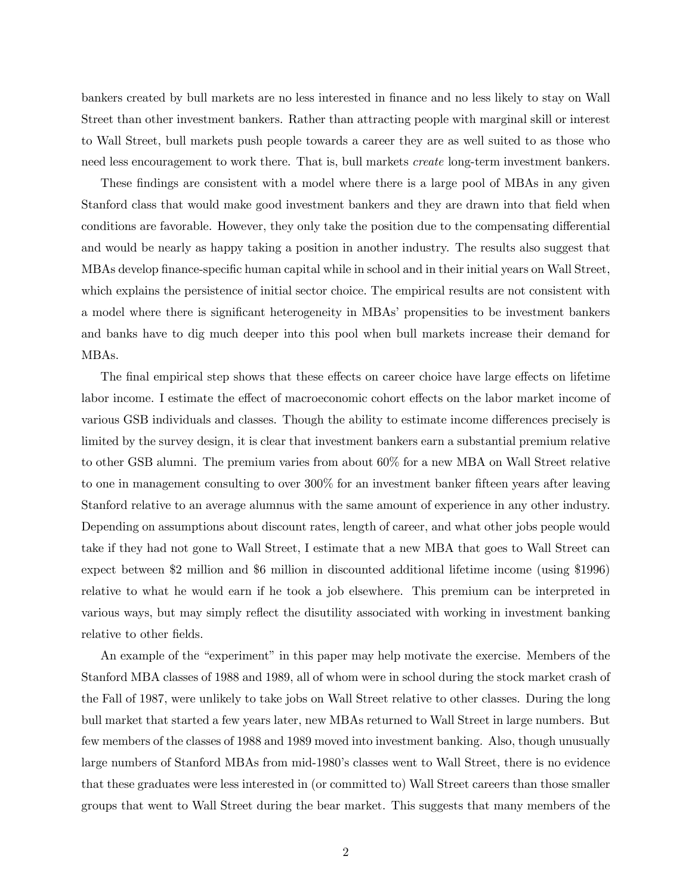bankers created by bull markets are no less interested in finance and no less likely to stay on Wall Street than other investment bankers. Rather than attracting people with marginal skill or interest to Wall Street, bull markets push people towards a career they are as well suited to as those who need less encouragement to work there. That is, bull markets *create* long-term investment bankers.

These findings are consistent with a model where there is a large pool of MBAs in any given Stanford class that would make good investment bankers and they are drawn into that field when conditions are favorable. However, they only take the position due to the compensating differential and would be nearly as happy taking a position in another industry. The results also suggest that MBAs develop finance-specific human capital while in school and in their initial years on Wall Street, which explains the persistence of initial sector choice. The empirical results are not consistent with a model where there is significant heterogeneity in MBAs' propensities to be investment bankers and banks have to dig much deeper into this pool when bull markets increase their demand for MBAs.

The final empirical step shows that these effects on career choice have large effects on lifetime labor income. I estimate the effect of macroeconomic cohort effects on the labor market income of various GSB individuals and classes. Though the ability to estimate income differences precisely is limited by the survey design, it is clear that investment bankers earn a substantial premium relative to other GSB alumni. The premium varies from about 60% for a new MBA on Wall Street relative to one in management consulting to over 300% for an investment banker fifteen years after leaving Stanford relative to an average alumnus with the same amount of experience in any other industry. Depending on assumptions about discount rates, length of career, and what other jobs people would take if they had not gone to Wall Street, I estimate that a new MBA that goes to Wall Street can expect between \$2 million and \$6 million in discounted additional lifetime income (using \$1996) relative to what he would earn if he took a job elsewhere. This premium can be interpreted in various ways, but may simply reflect the disutility associated with working in investment banking relative to other fields.

An example of the "experiment" in this paper may help motivate the exercise. Members of the Stanford MBA classes of 1988 and 1989, all of whom were in school during the stock market crash of the Fall of 1987, were unlikely to take jobs on Wall Street relative to other classes. During the long bull market that started a few years later, new MBAs returned to Wall Street in large numbers. But few members of the classes of 1988 and 1989 moved into investment banking. Also, though unusually large numbers of Stanford MBAs from mid-1980's classes went to Wall Street, there is no evidence that these graduates were less interested in (or committed to) Wall Street careers than those smaller groups that went to Wall Street during the bear market. This suggests that many members of the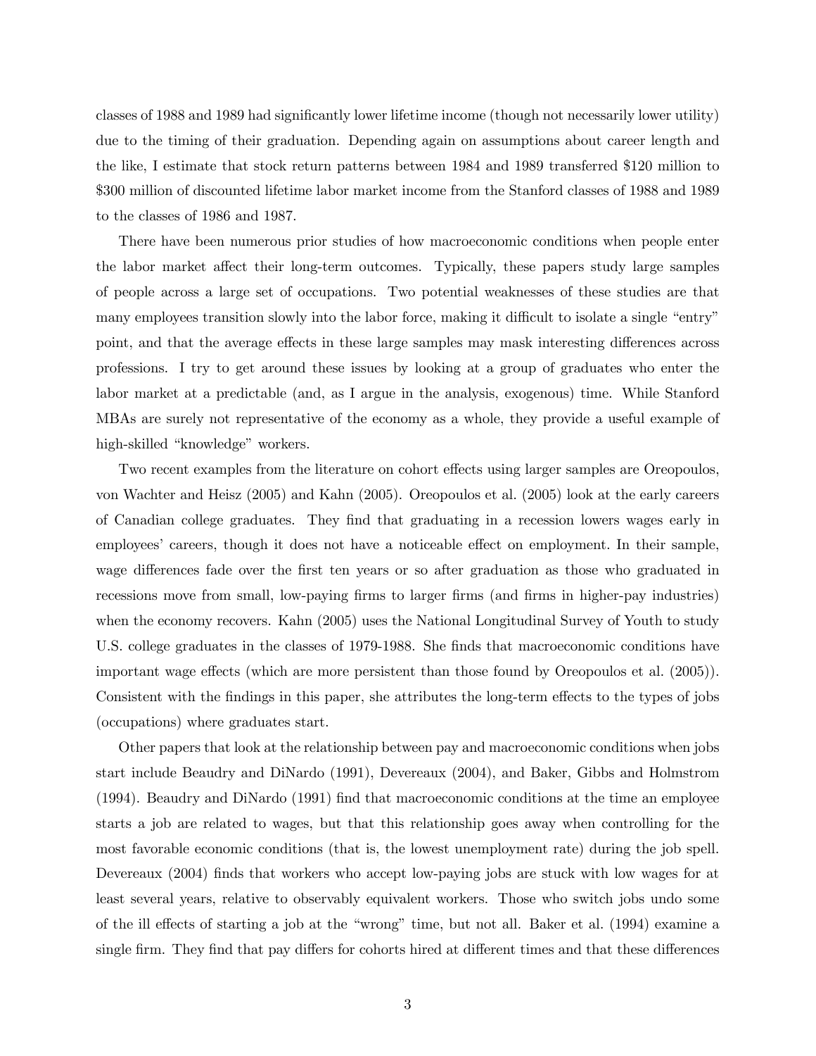classes of 1988 and 1989 had significantly lower lifetime income (though not necessarily lower utility) due to the timing of their graduation. Depending again on assumptions about career length and the like, I estimate that stock return patterns between 1984 and 1989 transferred $120 million to $300 million of discounted lifetime labor market income from the Stanford classes of 1988 and 1989 to the classes of 1986 and 1987.

There have been numerous prior studies of how macroeconomic conditions when people enter the labor market affect their long-term outcomes. Typically, these papers study large samples of people across a large set of occupations. Two potential weaknesses of these studies are that many employees transition slowly into the labor force, making it difficult to isolate a single "entry" point, and that the average effects in these large samples may mask interesting differences across professions. I try to get around these issues by looking at a group of graduates who enter the labor market at a predictable (and, as I argue in the analysis, exogenous) time. While Stanford MBAs are surely not representative of the economy as a whole, they provide a useful example of high-skilled "knowledge" workers.

Two recent examples from the literature on cohort effects using larger samples are Oreopoulos, von Wachter and Heisz (2005) and Kahn (2005). Oreopoulos et al. (2005) look at the early careers of Canadian college graduates. They find that graduating in a recession lowers wages early in employees' careers, though it does not have a noticeable effect on employment. In their sample, wage differences fade over the first ten years or so after graduation as those who graduated in recessions move from small, low-paying firms to larger firms (and firms in higher-pay industries) when the economy recovers. Kahn (2005) uses the National Longitudinal Survey of Youth to study U.S. college graduates in the classes of 1979-1988. She finds that macroeconomic conditions have important wage effects (which are more persistent than those found by Oreopoulos et al. (2005)). Consistent with the findings in this paper, she attributes the long-term effects to the types of jobs (occupations) where graduates start.

Other papers that look at the relationship between pay and macroeconomic conditions when jobs start include Beaudry and DiNardo (1991), Devereaux (2004), and Baker, Gibbs and Holmstrom (1994). Beaudry and DiNardo (1991) find that macroeconomic conditions at the time an employee starts a job are related to wages, but that this relationship goes away when controlling for the most favorable economic conditions (that is, the lowest unemployment rate) during the job spell. Devereaux (2004) finds that workers who accept low-paying jobs are stuck with low wages for at least several years, relative to observably equivalent workers. Those who switch jobs undo some of the ill effects of starting a job at the "wrong" time, but not all. Baker et al. (1994) examine a single firm. They find that pay differs for cohorts hired at different times and that these differences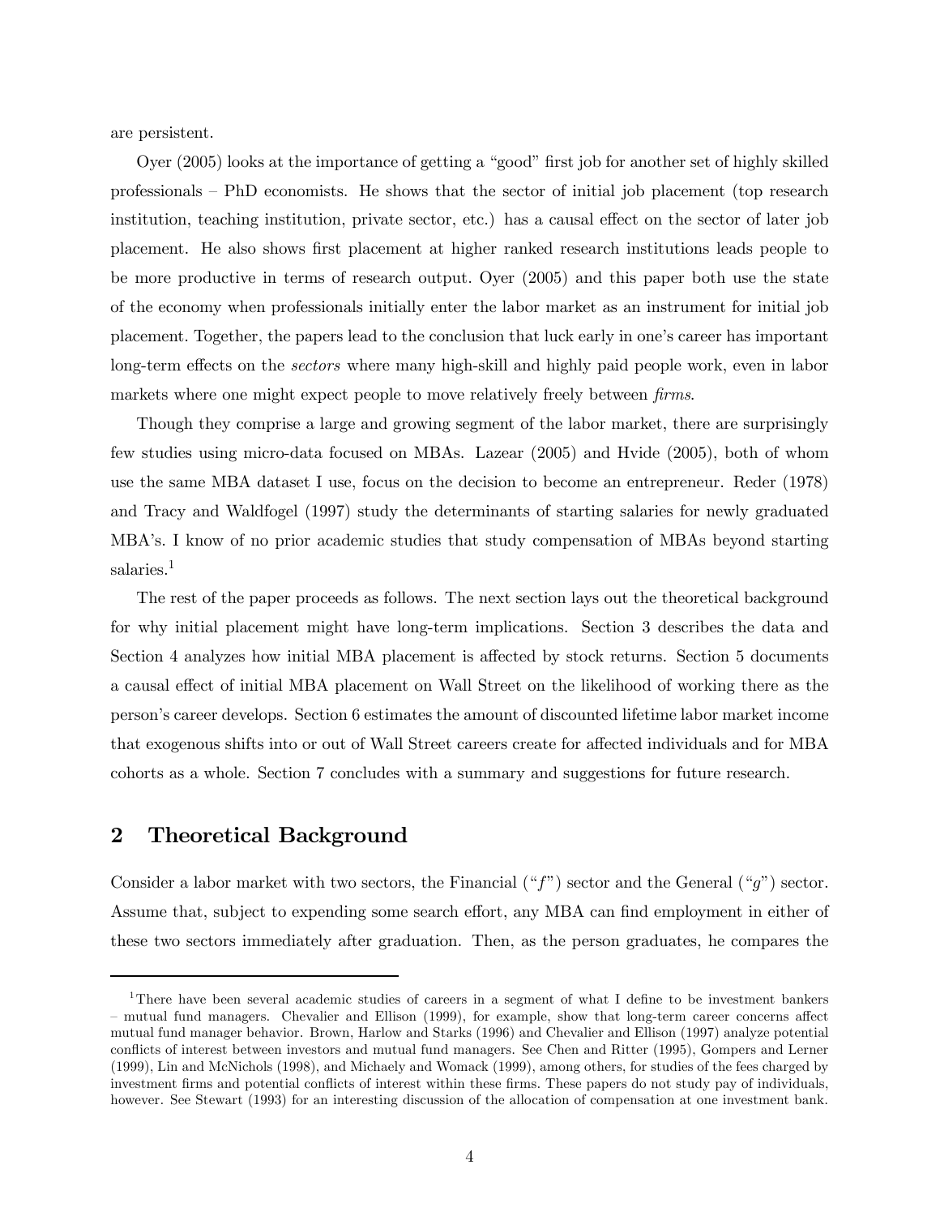are persistent.

Oyer (2005) looks at the importance of getting a "good" first job for another set of highly skilled professionals – PhD economists. He shows that the sector of initial job placement (top research institution, teaching institution, private sector, etc.) has a causal effect on the sector of later job placement. He also shows first placement at higher ranked research institutions leads people to be more productive in terms of research output. Oyer (2005) and this paper both use the state of the economy when professionals initially enter the labor market as an instrument for initial job placement. Together, the papers lead to the conclusion that luck early in one's career has important long-term effects on the *sectors* where many high-skill and highly paid people work, even in labor markets where one might expect people to move relatively freely between *firms*.

Though they comprise a large and growing segment of the labor market, there are surprisingly few studies using micro-data focused on MBAs. Lazear (2005) and Hvide (2005), both of whom use the same MBA dataset I use, focus on the decision to become an entrepreneur. Reder (1978) and Tracy and Waldfogel (1997) study the determinants of starting salaries for newly graduated MBA's. I know of no prior academic studies that study compensation of MBAs beyond starting salaries.[1]

The rest of the paper proceeds as follows. The next section lays out the theoretical background for why initial placement might have long-term implications. Section 3 describes the data and Section 4 analyzes how initial MBA placement is affected by stock returns. Section 5 documents a causal effect of initial MBA placement on Wall Street on the likelihood of working there as the person's career develops. Section 6 estimates the amount of discounted lifetime labor market income that exogenous shifts into or out of Wall Street careers create for affected individuals and for MBA cohorts as a whole. Section 7 concludes with a summary and suggestions for future research.

## 2 Theoretical Background

Consider a labor market with two sectors, the Financial ("$f$") sector and the General ("$g$") sector. Assume that, subject to expending some search effort, any MBA can find employment in either of these two sectors immediately after graduation. Then, as the person graduates, he compares the

[1] There have been several academic studies of careers in a segment of what I define to be investment bankers – mutual fund managers. Chevalier and Ellison (1999), for example, show that long-term career concerns affect mutual fund manager behavior. Brown, Harlow and Starks (1996) and Chevalier and Ellison (1997) analyze potential conflicts of interest between investors and mutual fund managers. See Chen and Ritter (1995), Gompers and Lerner (1999), Lin and McNichols (1998), and Michaely and Womack (1999), among others, for studies of the fees charged by investment firms and potential conflicts of interest within these firms. These papers do not study pay of individuals, however. See Stewart (1993) for an interesting discussion of the allocation of compensation at one investment bank.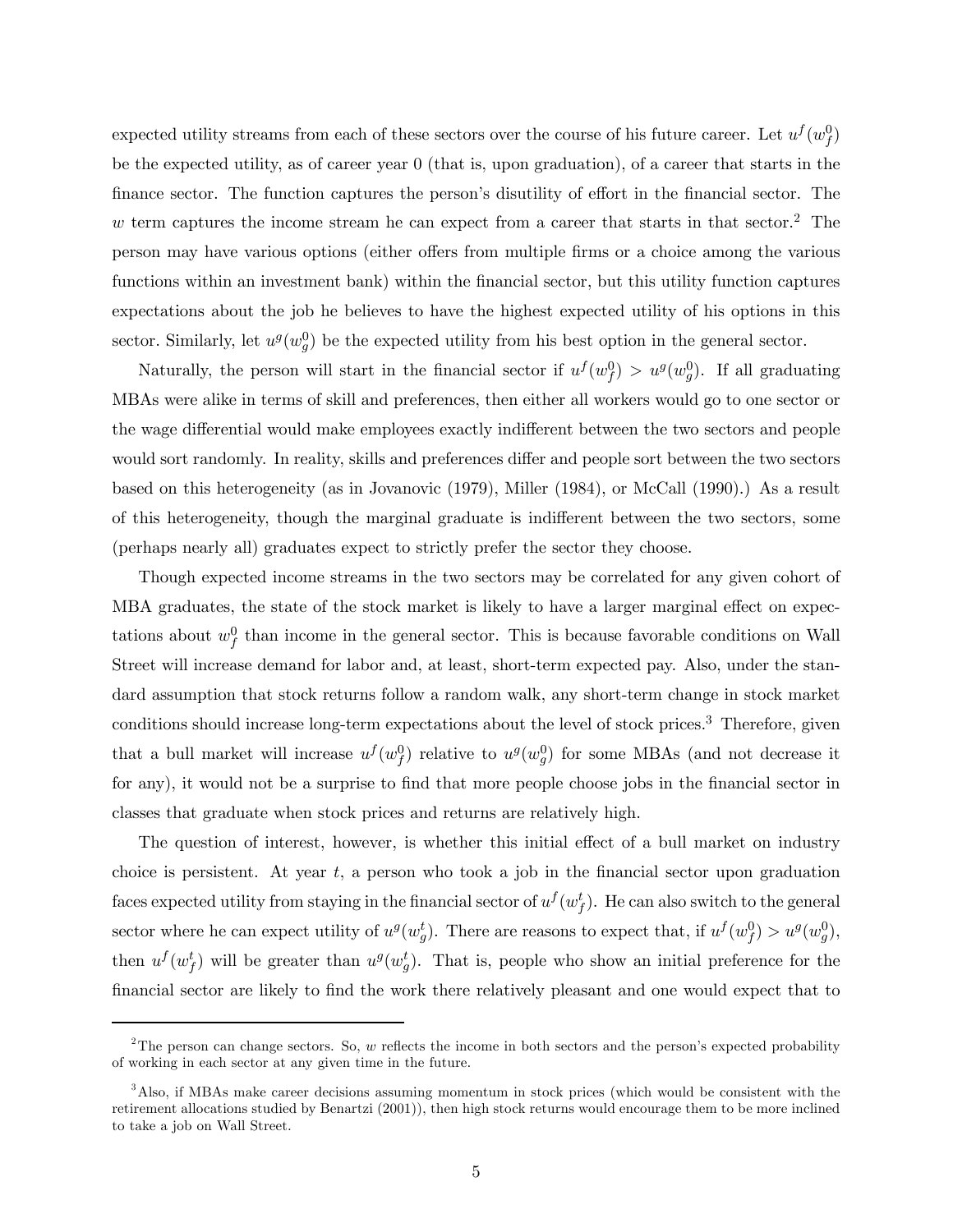expected utility streams from each of these sectors over the course of his future career. Let $u^f(w_f^0)$ be the expected utility, as of career year 0 (that is, upon graduation), of a career that starts in the finance sector. The function captures the person's disutility of effort in the financial sector. The $w$ term captures the income stream he can expect from a career that starts in that sector.[2] The person may have various options (either offers from multiple firms or a choice among the various functions within an investment bank) within the financial sector, but this utility function captures expectations about the job he believes to have the highest expected utility of his options in this sector. Similarly, let $u^g(w_g^0)$ be the expected utility from his best option in the general sector.

Naturally, the person will start in the financial sector if $u^f(w_f^0) > u^g(w_g^0)$. If all graduating MBAs were alike in terms of skill and preferences, then either all workers would go to one sector or the wage differential would make employees exactly indifferent between the two sectors and people would sort randomly. In reality, skills and preferences differ and people sort between the two sectors based on this heterogeneity (as in Jovanovic (1979), Miller (1984), or McCall (1990).) As a result of this heterogeneity, though the marginal graduate is indifferent between the two sectors, some (perhaps nearly all) graduates expect to strictly prefer the sector they choose.

Though expected income streams in the two sectors may be correlated for any given cohort of MBA graduates, the state of the stock market is likely to have a larger marginal effect on expectations about $w_f^0$ than income in the general sector. This is because favorable conditions on Wall Street will increase demand for labor and, at least, short-term expected pay. Also, under the standard assumption that stock returns follow a random walk, any short-term change in stock market conditions should increase long-term expectations about the level of stock prices.[3] Therefore, given that a bull market will increase $u^f(w_f^0)$ relative to $u^g(w_g^0)$ for some MBAs (and not decrease it for any), it would not be a surprise to find that more people choose jobs in the financial sector in classes that graduate when stock prices and returns are relatively high.

The question of interest, however, is whether this initial effect of a bull market on industry choice is persistent. At year $t$, a person who took a job in the financial sector upon graduation faces expected utility from staying in the financial sector of $u^f(w_f^t)$. He can also switch to the general sector where he can expect utility of $u^g(w_g^t)$. There are reasons to expect that, if $u^f(w_f^0) > u^g(w_g^0)$, then $u^f(w_f^t)$ will be greater than $u^g(w_g^t)$. That is, people who show an initial preference for the financial sector are likely to find the work there relatively pleasant and one would expect that to

[2] The person can change sectors. So, $w$ reflects the income in both sectors and the person's expected probability of working in each sector at any given time in the future.

[3] Also, if MBAs make career decisions assuming momentum in stock prices (which would be consistent with the retirement allocations studied by Benartzi (2001)), then high stock returns would encourage them to be more inclined to take a job on Wall Street.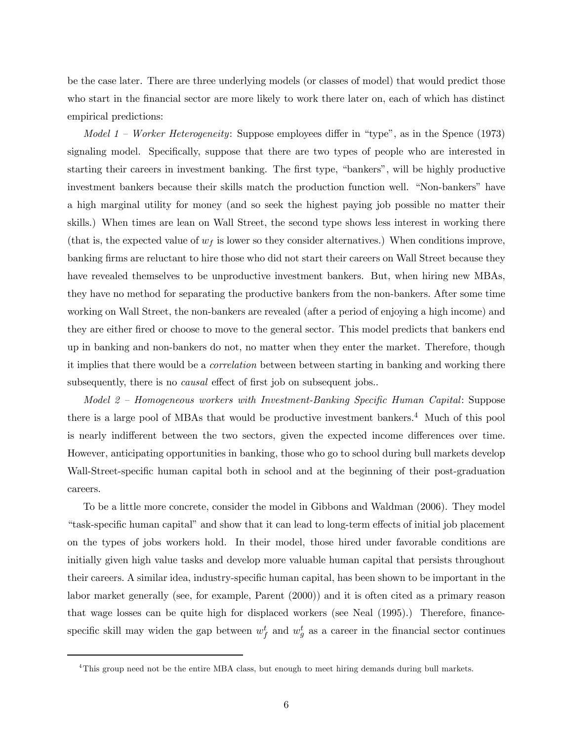be the case later. There are three underlying models (or classes of model) that would predict those who start in the financial sector are more likely to work there later on, each of which has distinct empirical predictions:

*Model 1 – Worker Heterogeneity*: Suppose employees differ in "type", as in the Spence (1973) signaling model. Specifically, suppose that there are two types of people who are interested in starting their careers in investment banking. The first type, "bankers", will be highly productive investment bankers because their skills match the production function well. "Non-bankers" have a high marginal utility for money (and so seek the highest paying job possible no matter their skills.) When times are lean on Wall Street, the second type shows less interest in working there (that is, the expected value of $w_f$ is lower so they consider alternatives.) When conditions improve, banking firms are reluctant to hire those who did not start their careers on Wall Street because they have revealed themselves to be unproductive investment bankers. But, when hiring new MBAs, they have no method for separating the productive bankers from the non-bankers. After some time working on Wall Street, the non-bankers are revealed (after a period of enjoying a high income) and they are either fired or choose to move to the general sector. This model predicts that bankers end up in banking and non-bankers do not, no matter when they enter the market. Therefore, though it implies that there would be a *correlation* between between starting in banking and working there subsequently, there is no *causal* effect of first job on subsequent jobs..

*Model 2 – Homogeneous workers with Investment-Banking Specific Human Capital*: Suppose there is a large pool of MBAs that would be productive investment bankers.[4] Much of this pool is nearly indifferent between the two sectors, given the expected income differences over time. However, anticipating opportunities in banking, those who go to school during bull markets develop Wall-Street-specific human capital both in school and at the beginning of their post-graduation careers.

To be a little more concrete, consider the model in Gibbons and Waldman (2006). They model "task-specific human capital" and show that it can lead to long-term effects of initial job placement on the types of jobs workers hold. In their model, those hired under favorable conditions are initially given high value tasks and develop more valuable human capital that persists throughout their careers. A similar idea, industry-specific human capital, has been shown to be important in the labor market generally (see, for example, Parent (2000)) and it is often cited as a primary reason that wage losses can be quite high for displaced workers (see Neal (1995).) Therefore, finance-specific skill may widen the gap between $w_f^t$ and $w_g^t$ as a career in the financial sector continues

[4] This group need not be the entire MBA class, but enough to meet hiring demands during bull markets.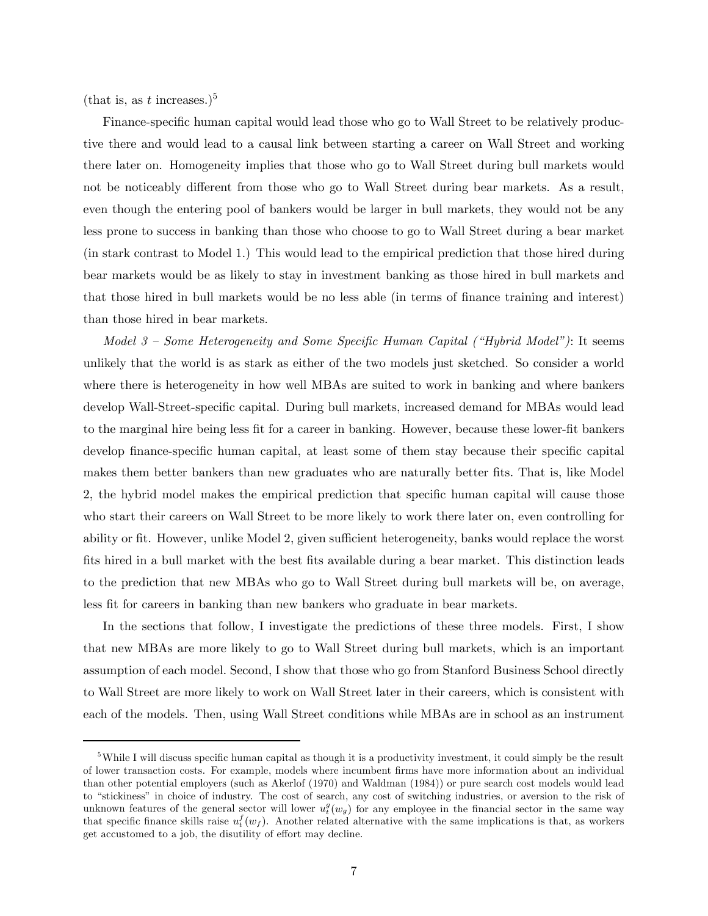(that is, as $t$ increases.)[5]

Finance-specific human capital would lead those who go to Wall Street to be relatively productive there and would lead to a causal link between starting a career on Wall Street and working there later on. Homogeneity implies that those who go to Wall Street during bull markets would not be noticeably different from those who go to Wall Street during bear markets. As a result, even though the entering pool of bankers would be larger in bull markets, they would not be any less prone to success in banking than those who choose to go to Wall Street during a bear market (in stark contrast to Model 1.) This would lead to the empirical prediction that those hired during bear markets would be as likely to stay in investment banking as those hired in bull markets and that those hired in bull markets would be no less able (in terms of finance training and interest) than those hired in bear markets.

*Model 3 – Some Heterogeneity and Some Specific Human Capital ("Hybrid Model")*: It seems unlikely that the world is as stark as either of the two models just sketched. So consider a world where there is heterogeneity in how well MBAs are suited to work in banking and where bankers develop Wall-Street-specific capital. During bull markets, increased demand for MBAs would lead to the marginal hire being less fit for a career in banking. However, because these lower-fit bankers develop finance-specific human capital, at least some of them stay because their specific capital makes them better bankers than new graduates who are naturally better fits. That is, like Model 2, the hybrid model makes the empirical prediction that specific human capital will cause those who start their careers on Wall Street to be more likely to work there later on, even controlling for ability or fit. However, unlike Model 2, given sufficient heterogeneity, banks would replace the worst fits hired in a bull market with the best fits available during a bear market. This distinction leads to the prediction that new MBAs who go to Wall Street during bull markets will be, on average, less fit for careers in banking than new bankers who graduate in bear markets.

In the sections that follow, I investigate the predictions of these three models. First, I show that new MBAs are more likely to go to Wall Street during bull markets, which is an important assumption of each model. Second, I show that those who go from Stanford Business School directly to Wall Street are more likely to work on Wall Street later in their careers, which is consistent with each of the models. Then, using Wall Street conditions while MBAs are in school as an instrument

[5] While I will discuss specific human capital as though it is a productivity investment, it could simply be the result of lower transaction costs. For example, models where incumbent firms have more information about an individual than other potential employers (such as Akerlof (1970) and Waldman (1984)) or pure search cost models would lead to "stickiness" in choice of industry. The cost of search, any cost of switching industries, or aversion to the risk of unknown features of the general sector will lower $u_t^g(w_g)$ for any employee in the financial sector in the same way that specific finance skills raise $u_t^f(w_f)$. Another related alternative with the same implications is that, as workers get accustomed to a job, the disutility of effort may decline.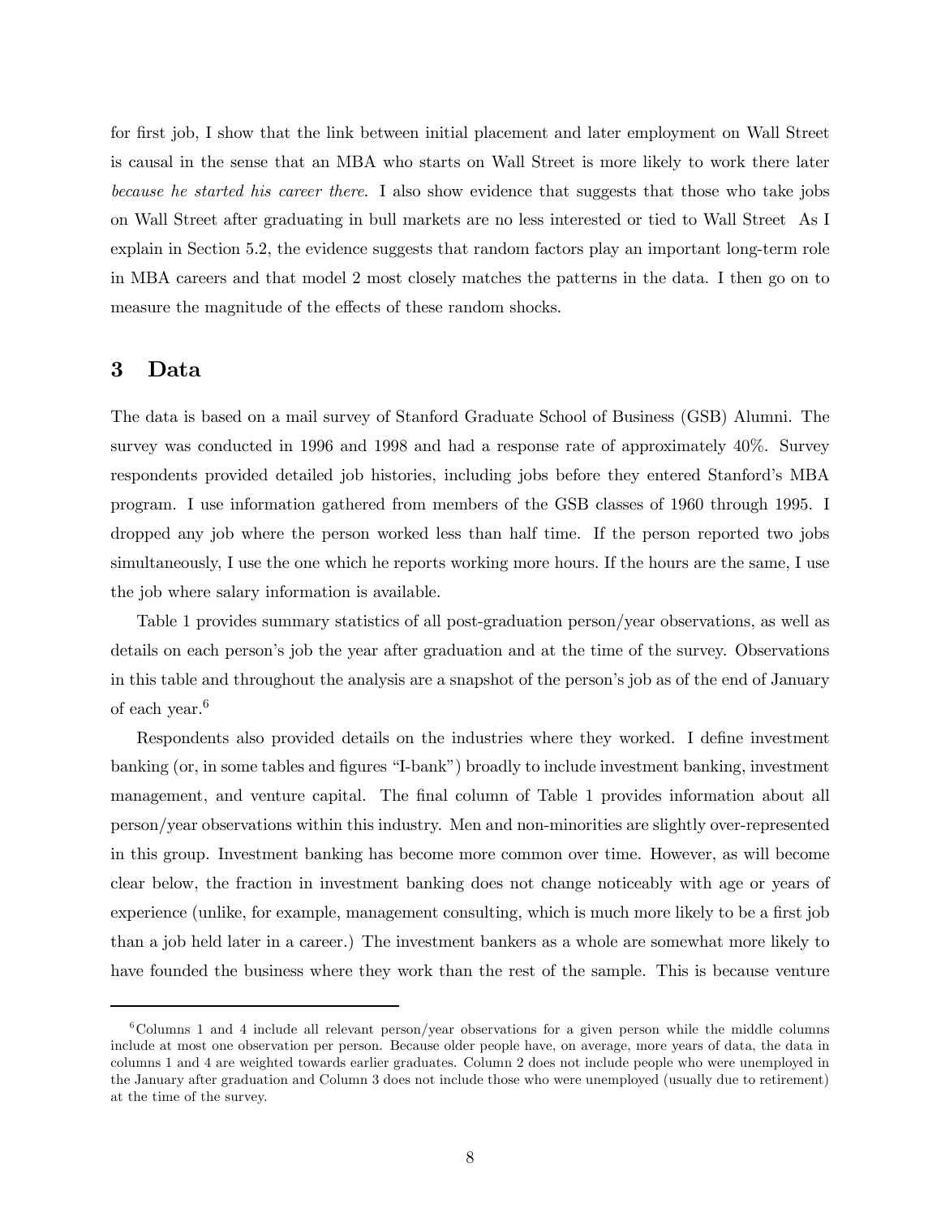for first job, I show that the link between initial placement and later employment on Wall Street is causal in the sense that an MBA who starts on Wall Street is more likely to work there later *because he started his career there*. I also show evidence that suggests that those who take jobs on Wall Street after graduating in bull markets are no less interested or tied to Wall Street As I explain in Section 5.2, the evidence suggests that random factors play an important long-term role in MBA careers and that model 2 most closely matches the patterns in the data. I then go on to measure the magnitude of the effects of these random shocks.

## 3 Data

The data is based on a mail survey of Stanford Graduate School of Business (GSB) Alumni. The survey was conducted in 1996 and 1998 and had a response rate of approximately 40%. Survey respondents provided detailed job histories, including jobs before they entered Stanford's MBA program. I use information gathered from members of the GSB classes of 1960 through 1995. I dropped any job where the person worked less than half time. If the person reported two jobs simultaneously, I use the one which he reports working more hours. If the hours are the same, I use the job where salary information is available.

Table 1 provides summary statistics of all post-graduation person/year observations, as well as details on each person's job the year after graduation and at the time of the survey. Observations in this table and throughout the analysis are a snapshot of the person's job as of the end of January of each year.[6]

Respondents also provided details on the industries where they worked. I define investment banking (or, in some tables and figures "I-bank") broadly to include investment banking, investment management, and venture capital. The final column of Table 1 provides information about all person/year observations within this industry. Men and non-minorities are slightly over-represented in this group. Investment banking has become more common over time. However, as will become clear below, the fraction in investment banking does not change noticeably with age or years of experience (unlike, for example, management consulting, which is much more likely to be a first job than a job held later in a career.) The investment bankers as a whole are somewhat more likely to have founded the business where they work than the rest of the sample. This is because venture

[6] Columns 1 and 4 include all relevant person/year observations for a given person while the middle columns include at most one observation per person. Because older people have, on average, more years of data, the data in columns 1 and 4 are weighted towards earlier graduates. Column 2 does not include people who were unemployed in the January after graduation and Column 3 does not include those who were unemployed (usually due to retirement) at the time of the survey.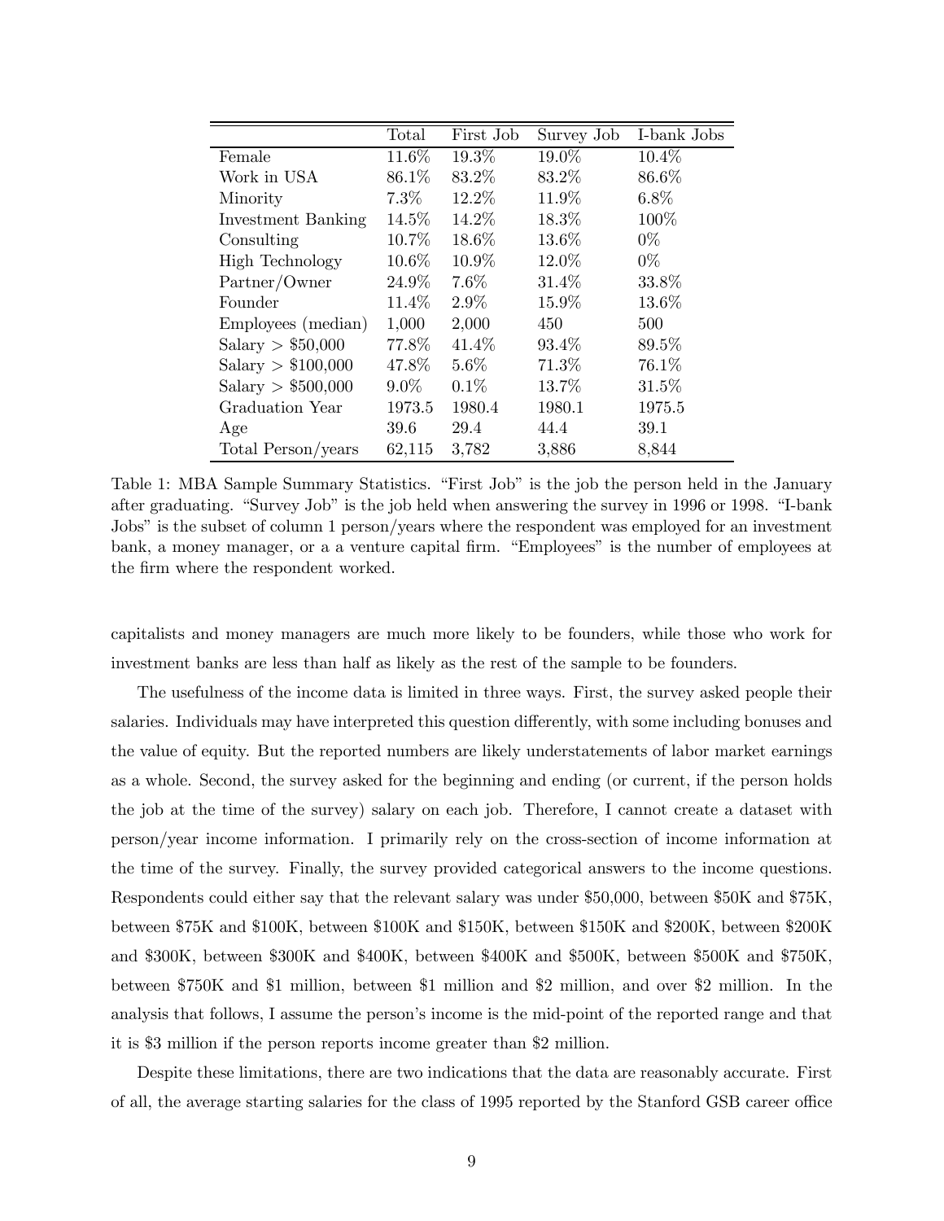|  | Total | First Job | Survey Job | I-bank Jobs |
|---|---|---|---|---|
| Female | 11.6% | 19.3% | 19.0% | 10.4% |
| Work in USA | 86.1% | 83.2% | 83.2% | 86.6% |
| Minority | 7.3% | 12.2% | 11.9% | 6.8% |
| Investment Banking | 14.5% | 14.2% | 18.3% | 100% |
| Consulting | 10.7% | 18.6% | 13.6% | 0% |
| High Technology | 10.6% | 10.9% | 12.0% | 0% |
| Partner/Owner | 24.9% | 7.6% | 31.4% | 33.8% |
| Founder | 11.4% | 2.9% | 15.9% | 13.6% |
| Employees (median) | 1,000 | 2,000 | 450 | 500 |
| Salary > \$50,000 | 77.8% | 41.4% | 93.4% | 89.5% |
| Salary > \$100,000 | 47.8% | 5.6% | 71.3% | 76.1% |
| Salary > \$500,000 | 9.0% | 0.1% | 13.7% | 31.5% |
| Graduation Year | 1973.5 | 1980.4 | 1980.1 | 1975.5 |
| Age | 39.6 | 29.4 | 44.4 | 39.1 |
| Total Person/years | 62,115 | 3,782 | 3,886 | 8,844 |

Table 1: MBA Sample Summary Statistics. "First Job" is the job the person held in the January after graduating. "Survey Job" is the job held when answering the survey in 1996 or 1998. "I-bank Jobs" is the subset of column 1 person/years where the respondent was employed for an investment bank, a money manager, or a a venture capital firm. "Employees" is the number of employees at the firm where the respondent worked.

capitalists and money managers are much more likely to be founders, while those who work for investment banks are less than half as likely as the rest of the sample to be founders.

The usefulness of the income data is limited in three ways. First, the survey asked people their salaries. Individuals may have interpreted this question differently, with some including bonuses and the value of equity. But the reported numbers are likely understatements of labor market earnings as a whole. Second, the survey asked for the beginning and ending (or current, if the person holds the job at the time of the survey) salary on each job. Therefore, I cannot create a dataset with person/year income information. I primarily rely on the cross-section of income information at the time of the survey. Finally, the survey provided categorical answers to the income questions. Respondents could either say that the relevant salary was under \$50,000, between \$50K and \$75K, between \$75K and \$100K, between \$100K and \$150K, between \$150K and \$200K, between \$200K and \$300K, between \$300K and \$400K, between \$400K and \$500K, between \$500K and \$750K, between \$750K and \$1 million, between \$1 million and \$2 million, and over \$2 million. In the analysis that follows, I assume the person's income is the mid-point of the reported range and that it is \$3 million if the person reports income greater than \$2 million.

Despite these limitations, there are two indications that the data are reasonably accurate. First of all, the average starting salaries for the class of 1995 reported by the Stanford GSB career office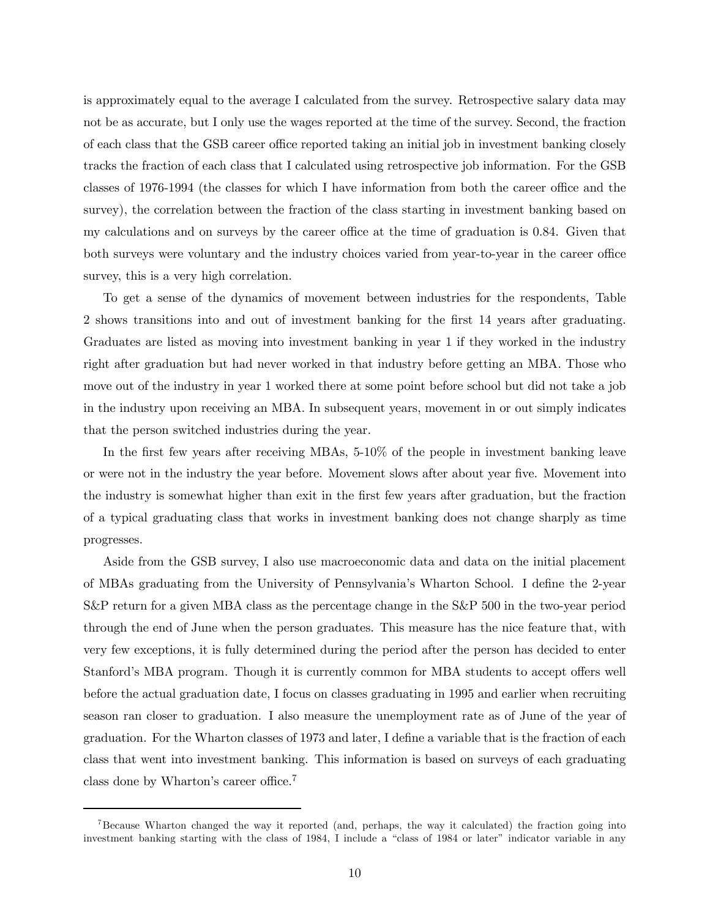is approximately equal to the average I calculated from the survey. Retrospective salary data may not be as accurate, but I only use the wages reported at the time of the survey. Second, the fraction of each class that the GSB career office reported taking an initial job in investment banking closely tracks the fraction of each class that I calculated using retrospective job information. For the GSB classes of 1976-1994 (the classes for which I have information from both the career office and the survey), the correlation between the fraction of the class starting in investment banking based on my calculations and on surveys by the career office at the time of graduation is 0.84. Given that both surveys were voluntary and the industry choices varied from year-to-year in the career office survey, this is a very high correlation.

To get a sense of the dynamics of movement between industries for the respondents, Table 2 shows transitions into and out of investment banking for the first 14 years after graduating. Graduates are listed as moving into investment banking in year 1 if they worked in the industry right after graduation but had never worked in that industry before getting an MBA. Those who move out of the industry in year 1 worked there at some point before school but did not take a job in the industry upon receiving an MBA. In subsequent years, movement in or out simply indicates that the person switched industries during the year.

In the first few years after receiving MBAs, 5-10% of the people in investment banking leave or were not in the industry the year before. Movement slows after about year five. Movement into the industry is somewhat higher than exit in the first few years after graduation, but the fraction of a typical graduating class that works in investment banking does not change sharply as time progresses.

Aside from the GSB survey, I also use macroeconomic data and data on the initial placement of MBAs graduating from the University of Pennsylvania's Wharton School. I define the 2-year S&P return for a given MBA class as the percentage change in the S&P 500 in the two-year period through the end of June when the person graduates. This measure has the nice feature that, with very few exceptions, it is fully determined during the period after the person has decided to enter Stanford's MBA program. Though it is currently common for MBA students to accept offers well before the actual graduation date, I focus on classes graduating in 1995 and earlier when recruiting season ran closer to graduation. I also measure the unemployment rate as of June of the year of graduation. For the Wharton classes of 1973 and later, I define a variable that is the fraction of each class that went into investment banking. This information is based on surveys of each graduating class done by Wharton's career office.[7]

[7] Because Wharton changed the way it reported (and, perhaps, the way it calculated) the fraction going into investment banking starting with the class of 1984, I include a "class of 1984 or later" indicator variable in any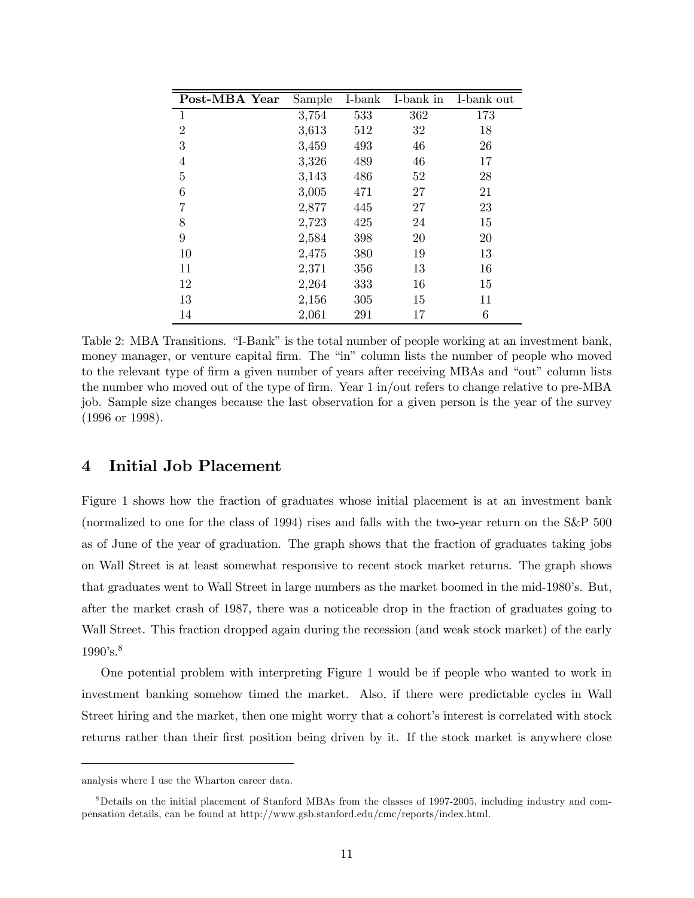| Post-MBA Year | Sample | I-bank | I-bank in | I-bank out |
|---|---|---|---|---|
| 1 | 3,754 | 533 | 362 | 173 |
| 2 | 3,613 | 512 | 32 | 18 |
| 3 | 3,459 | 493 | 46 | 26 |
| 4 | 3,326 | 489 | 46 | 17 |
| 5 | 3,143 | 486 | 52 | 28 |
| 6 | 3,005 | 471 | 27 | 21 |
| 7 | 2,877 | 445 | 27 | 23 |
| 8 | 2,723 | 425 | 24 | 15 |
| 9 | 2,584 | 398 | 20 | 20 |
| 10 | 2,475 | 380 | 19 | 13 |
| 11 | 2,371 | 356 | 13 | 16 |
| 12 | 2,264 | 333 | 16 | 15 |
| 13 | 2,156 | 305 | 15 | 11 |
| 14 | 2,061 | 291 | 17 | 6 |

Table 2: MBA Transitions. "I-Bank" is the total number of people working at an investment bank, money manager, or venture capital firm. The "in" column lists the number of people who moved to the relevant type of firm a given number of years after receiving MBAs and "out" column lists the number who moved out of the type of firm. Year 1 in/out refers to change relative to pre-MBA job. Sample size changes because the last observation for a given person is the year of the survey (1996 or 1998).

## 4 Initial Job Placement

Figure 1 shows how the fraction of graduates whose initial placement is at an investment bank (normalized to one for the class of 1994) rises and falls with the two-year return on the S&P 500 as of June of the year of graduation. The graph shows that the fraction of graduates taking jobs on Wall Street is at least somewhat responsive to recent stock market returns. The graph shows that graduates went to Wall Street in large numbers as the market boomed in the mid-1980's. But, after the market crash of 1987, there was a noticeable drop in the fraction of graduates going to Wall Street. This fraction dropped again during the recession (and weak stock market) of the early 1990's.[8]

One potential problem with interpreting Figure 1 would be if people who wanted to work in investment banking somehow timed the market. Also, if there were predictable cycles in Wall Street hiring and the market, then one might worry that a cohort's interest is correlated with stock returns rather than their first position being driven by it. If the stock market is anywhere close

analysis where I use the Wharton career data.

[8]Details on the initial placement of Stanford MBAs from the classes of 1997-2005, including industry and compensation details, can be found at http://www.gsb.stanford.edu/cmc/reports/index.html.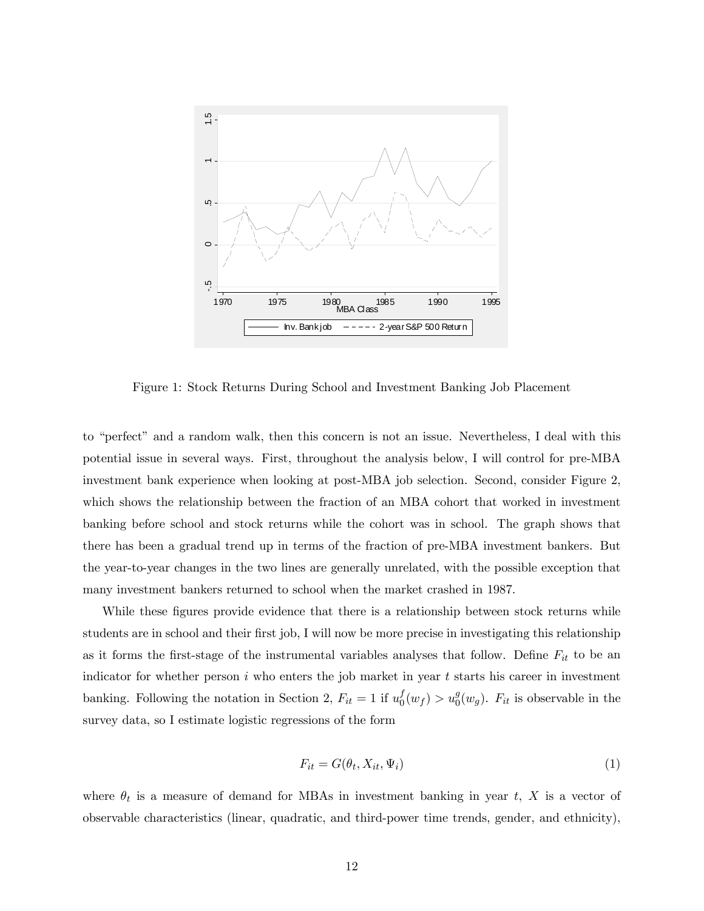Figure 1: Stock Returns During School and Investment Banking Job Placement

to "perfect" and a random walk, then this concern is not an issue. Nevertheless, I deal with this potential issue in several ways. First, throughout the analysis below, I will control for pre-MBA investment bank experience when looking at post-MBA job selection. Second, consider Figure 2, which shows the relationship between the fraction of an MBA cohort that worked in investment banking before school and stock returns while the cohort was in school. The graph shows that there has been a gradual trend up in terms of the fraction of pre-MBA investment bankers. But the year-to-year changes in the two lines are generally unrelated, with the possible exception that many investment bankers returned to school when the market crashed in 1987.

While these figures provide evidence that there is a relationship between stock returns while students are in school and their first job, I will now be more precise in investigating this relationship as it forms the first-stage of the instrumental variables analyses that follow. Define $F_{it}$ to be an indicator for whether person $i$ who enters the job market in year $t$ starts his career in investment banking. Following the notation in Section 2, $F_{it} = 1$ if $u_0^f(w_f) > u_0^g(w_g)$. $F_{it}$ is observable in the survey data, so I estimate logistic regressions of the form

$$F_{it} = G(\theta_t, X_{it}, \Psi_i) \tag{1}$$

where $\theta_t$ is a measure of demand for MBAs in investment banking in year $t$, $X$ is a vector of observable characteristics (linear, quadratic, and third-power time trends, gender, and ethnicity),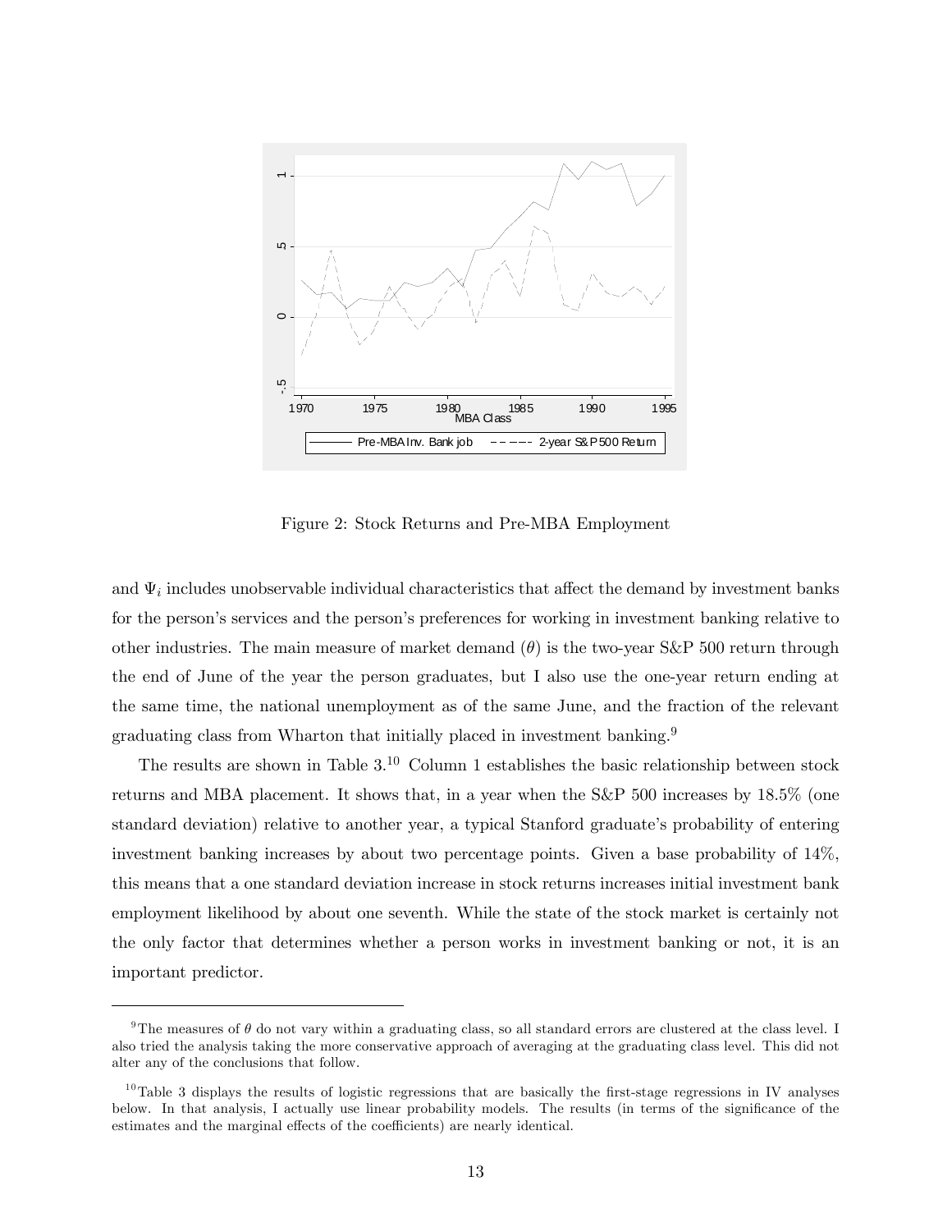Figure 2: Stock Returns and Pre-MBA Employment

and $\Psi_i$ includes unobservable individual characteristics that affect the demand by investment banks for the person's services and the person's preferences for working in investment banking relative to other industries. The main measure of market demand ($\theta$) is the two-year S&P 500 return through the end of June of the year the person graduates, but I also use the one-year return ending at the same time, the national unemployment as of the same June, and the fraction of the relevant graduating class from Wharton that initially placed in investment banking.[9]

The results are shown in Table 3.[10] Column 1 establishes the basic relationship between stock returns and MBA placement. It shows that, in a year when the S&P 500 increases by 18.5% (one standard deviation) relative to another year, a typical Stanford graduate's probability of entering investment banking increases by about two percentage points. Given a base probability of 14%, this means that a one standard deviation increase in stock returns increases initial investment bank employment likelihood by about one seventh. While the state of the stock market is certainly not the only factor that determines whether a person works in investment banking or not, it is an important predictor.

---

[9]The measures of $\theta$ do not vary within a graduating class, so all standard errors are clustered at the class level. I also tried the analysis taking the more conservative approach of averaging at the graduating class level. This did not alter any of the conclusions that follow.

[10]Table 3 displays the results of logistic regressions that are basically the first-stage regressions in IV analyses below. In that analysis, I actually use linear probability models. The results (in terms of the significance of the estimates and the marginal effects of the coefficients) are nearly identical.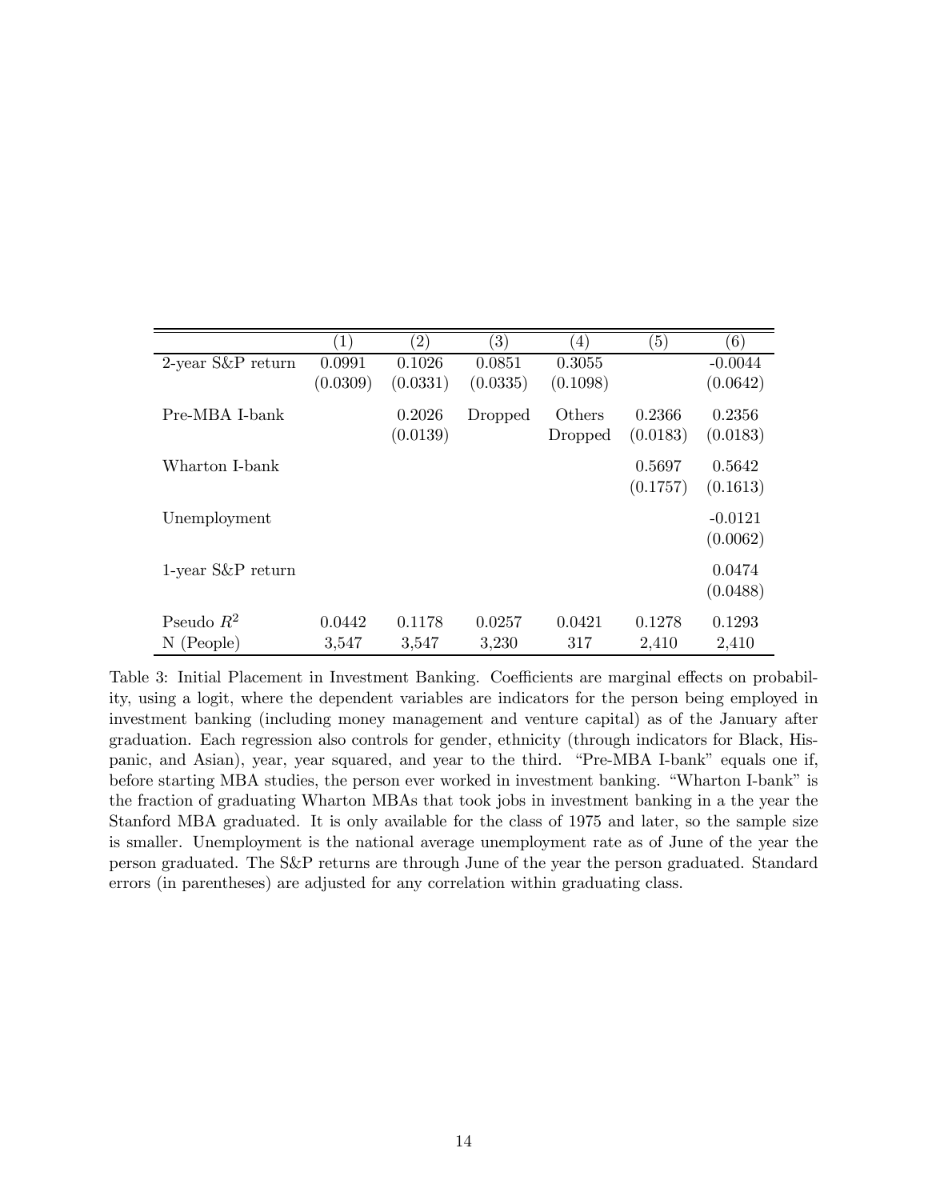| | (1) | (2) | (3) | (4) | (5) | (6) |
|---|---|---|---|---|---|---|
| 2-year S&P return | 0.0991 | 0.1026 | 0.0851 | 0.3055 | | -0.0044 |
| | (0.0309) | (0.0331) | (0.0335) | (0.1098) | | (0.0642) |
| Pre-MBA I-bank | | 0.2026 | Dropped | Others | 0.2366 | 0.2356 |
| | | (0.0139) | | Dropped | (0.0183) | (0.0183) |
| Wharton I-bank | | | | | 0.5697 | 0.5642 |
| | | | | | (0.1757) | (0.1613) |
| Unemployment | | | | | | -0.0121 |
| | | | | | | (0.0062) |
| 1-year S&P return | | | | | | 0.0474 |
| | | | | | | (0.0488) |
| Pseudo $R^2$ | 0.0442 | 0.1178 | 0.0257 | 0.0421 | 0.1278 | 0.1293 |
| N (People) | 3,547 | 3,547 | 3,230 | 317 | 2,410 | 2,410 |

Table 3: Initial Placement in Investment Banking. Coefficients are marginal effects on probability, using a logit, where the dependent variables are indicators for the person being employed in investment banking (including money management and venture capital) as of the January after graduation. Each regression also controls for gender, ethnicity (through indicators for Black, Hispanic, and Asian), year, year squared, and year to the third. "Pre-MBA I-bank" equals one if, before starting MBA studies, the person ever worked in investment banking. "Wharton I-bank" is the fraction of graduating Wharton MBAs that took jobs in investment banking in a the year the Stanford MBA graduated. It is only available for the class of 1975 and later, so the sample size is smaller. Unemployment is the national average unemployment rate as of June of the year the person graduated. The S&P returns are through June of the year the person graduated. Standard errors (in parentheses) are adjusted for any correlation within graduating class.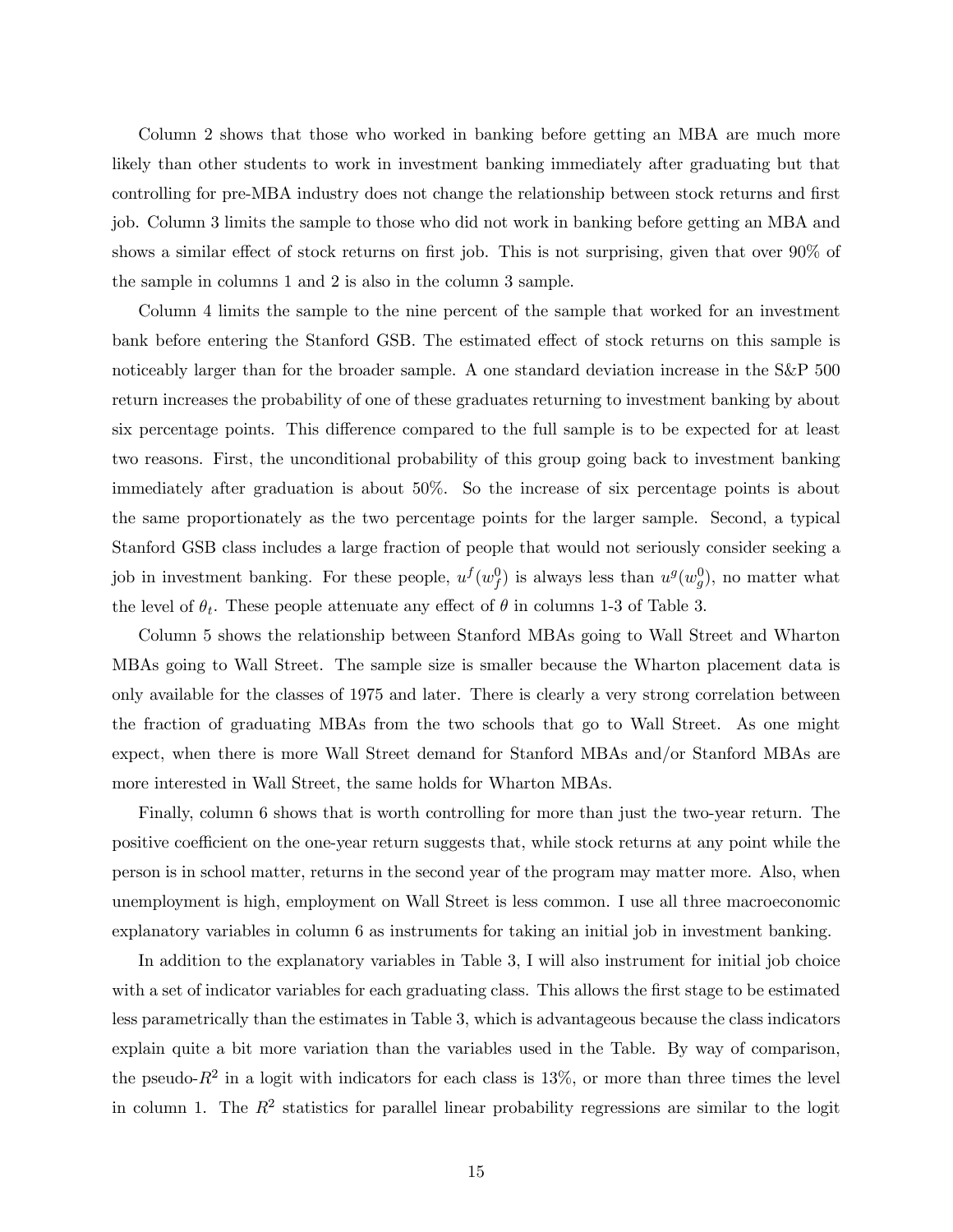Column 2 shows that those who worked in banking before getting an MBA are much more likely than other students to work in investment banking immediately after graduating but that controlling for pre-MBA industry does not change the relationship between stock returns and first job. Column 3 limits the sample to those who did not work in banking before getting an MBA and shows a similar effect of stock returns on first job. This is not surprising, given that over 90% of the sample in columns 1 and 2 is also in the column 3 sample.

Column 4 limits the sample to the nine percent of the sample that worked for an investment bank before entering the Stanford GSB. The estimated effect of stock returns on this sample is noticeably larger than for the broader sample. A one standard deviation increase in the S&P 500 return increases the probability of one of these graduates returning to investment banking by about six percentage points. This difference compared to the full sample is to be expected for at least two reasons. First, the unconditional probability of this group going back to investment banking immediately after graduation is about 50%. So the increase of six percentage points is about the same proportionately as the two percentage points for the larger sample. Second, a typical Stanford GSB class includes a large fraction of people that would not seriously consider seeking a job in investment banking. For these people, $u^f(w_f^0)$ is always less than $u^g(w_g^0)$, no matter what the level of $\theta_t$. These people attenuate any effect of $\theta$ in columns 1-3 of Table 3.

Column 5 shows the relationship between Stanford MBAs going to Wall Street and Wharton MBAs going to Wall Street. The sample size is smaller because the Wharton placement data is only available for the classes of 1975 and later. There is clearly a very strong correlation between the fraction of graduating MBAs from the two schools that go to Wall Street. As one might expect, when there is more Wall Street demand for Stanford MBAs and/or Stanford MBAs are more interested in Wall Street, the same holds for Wharton MBAs.

Finally, column 6 shows that is worth controlling for more than just the two-year return. The positive coefficient on the one-year return suggests that, while stock returns at any point while the person is in school matter, returns in the second year of the program may matter more. Also, when unemployment is high, employment on Wall Street is less common. I use all three macroeconomic explanatory variables in column 6 as instruments for taking an initial job in investment banking.

In addition to the explanatory variables in Table 3, I will also instrument for initial job choice with a set of indicator variables for each graduating class. This allows the first stage to be estimated less parametrically than the estimates in Table 3, which is advantageous because the class indicators explain quite a bit more variation than the variables used in the Table. By way of comparison, the pseudo-$R^2$ in a logit with indicators for each class is 13%, or more than three times the level in column 1. The $R^2$ statistics for parallel linear probability regressions are similar to the logit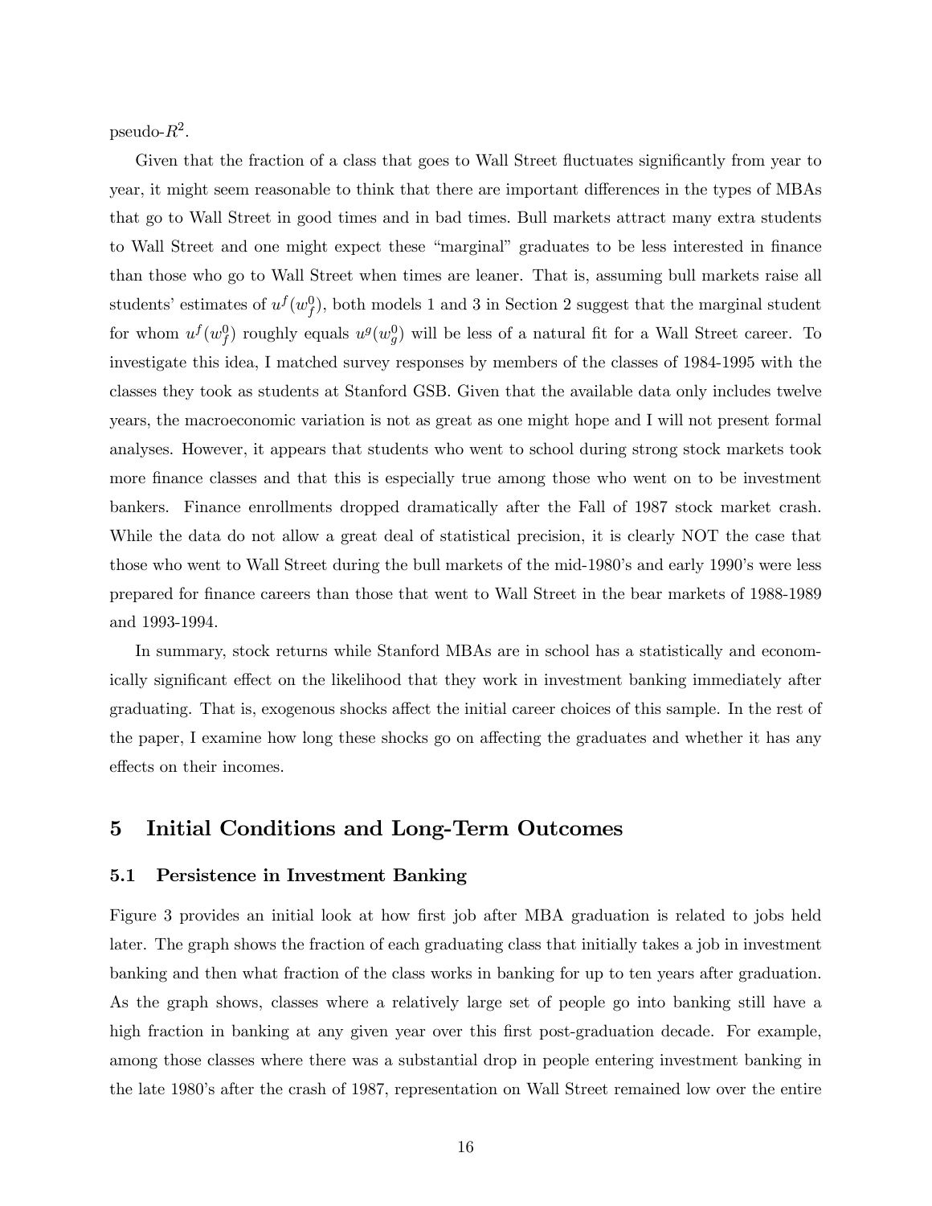pseudo-$R^2$.

Given that the fraction of a class that goes to Wall Street fluctuates significantly from year to year, it might seem reasonable to think that there are important differences in the types of MBAs that go to Wall Street in good times and in bad times. Bull markets attract many extra students to Wall Street and one might expect these "marginal" graduates to be less interested in finance than those who go to Wall Street when times are leaner. That is, assuming bull markets raise all students' estimates of $u^f(w_f^0)$, both models 1 and 3 in Section 2 suggest that the marginal student for whom $u^f(w_f^0)$ roughly equals $u^g(w_g^0)$ will be less of a natural fit for a Wall Street career. To investigate this idea, I matched survey responses by members of the classes of 1984-1995 with the classes they took as students at Stanford GSB. Given that the available data only includes twelve years, the macroeconomic variation is not as great as one might hope and I will not present formal analyses. However, it appears that students who went to school during strong stock markets took more finance classes and that this is especially true among those who went on to be investment bankers. Finance enrollments dropped dramatically after the Fall of 1987 stock market crash. While the data do not allow a great deal of statistical precision, it is clearly NOT the case that those who went to Wall Street during the bull markets of the mid-1980's and early 1990's were less prepared for finance careers than those that went to Wall Street in the bear markets of 1988-1989 and 1993-1994.

In summary, stock returns while Stanford MBAs are in school has a statistically and economically significant effect on the likelihood that they work in investment banking immediately after graduating. That is, exogenous shocks affect the initial career choices of this sample. In the rest of the paper, I examine how long these shocks go on affecting the graduates and whether it has any effects on their incomes.

## 5 Initial Conditions and Long-Term Outcomes

### 5.1 Persistence in Investment Banking

Figure 3 provides an initial look at how first job after MBA graduation is related to jobs held later. The graph shows the fraction of each graduating class that initially takes a job in investment banking and then what fraction of the class works in banking for up to ten years after graduation. As the graph shows, classes where a relatively large set of people go into banking still have a high fraction in banking at any given year over this first post-graduation decade. For example, among those classes where there was a substantial drop in people entering investment banking in the late 1980's after the crash of 1987, representation on Wall Street remained low over the entire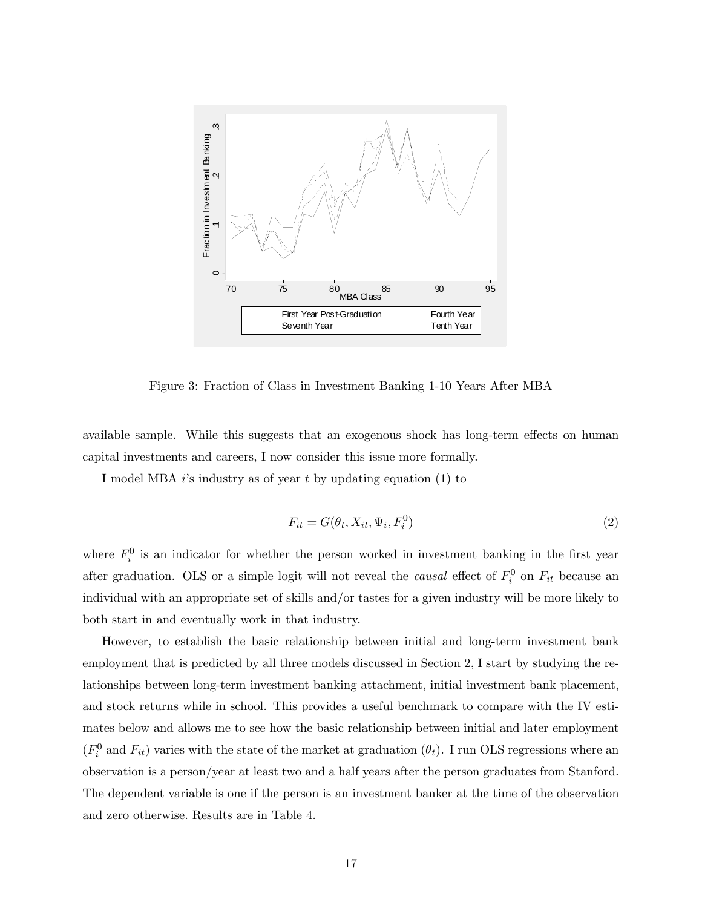Figure 3: Fraction of Class in Investment Banking 1-10 Years After MBA

available sample. While this suggests that an exogenous shock has long-term effects on human capital investments and careers, I now consider this issue more formally.

I model MBA $i$'s industry as of year $t$ by updating equation (1) to

$$F_{it} = G(\theta_t, X_{it}, \Psi_i, F_i^0) \tag{2}$$

where $F_i^0$ is an indicator for whether the person worked in investment banking in the first year after graduation. OLS or a simple logit will not reveal the *causal* effect of $F_i^0$ on $F_{it}$ because an individual with an appropriate set of skills and/or tastes for a given industry will be more likely to both start in and eventually work in that industry.

However, to establish the basic relationship between initial and long-term investment bank employment that is predicted by all three models discussed in Section 2, I start by studying the relationships between long-term investment banking attachment, initial investment bank placement, and stock returns while in school. This provides a useful benchmark to compare with the IV estimates below and allows me to see how the basic relationship between initial and later employment ($F_i^0$ and $F_{it}$) varies with the state of the market at graduation ($\theta_t$). I run OLS regressions where an observation is a person/year at least two and a half years after the person graduates from Stanford. The dependent variable is one if the person is an investment banker at the time of the observation and zero otherwise. Results are in Table 4.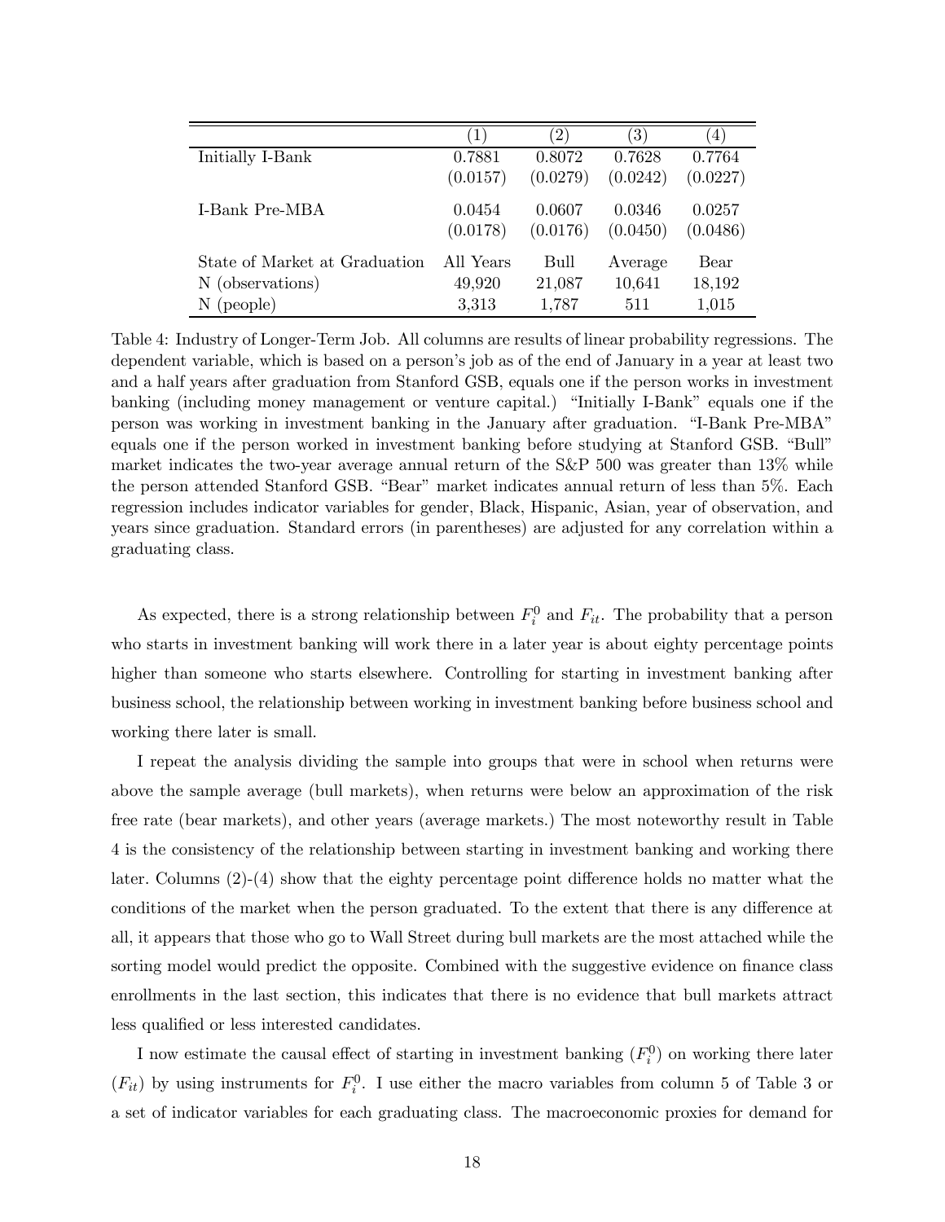| | (1) | (2) | (3) | (4) |
|---|---|---|---|---|
| Initially I-Bank | 0.7881 | 0.8072 | 0.7628 | 0.7764 |
| | (0.0157) | (0.0279) | (0.0242) | (0.0227) |
| I-Bank Pre-MBA | 0.0454 | 0.0607 | 0.0346 | 0.0257 |
| | (0.0178) | (0.0176) | (0.0450) | (0.0486) |
| State of Market at Graduation | All Years | Bull | Average | Bear |
| N (observations) | 49,920 | 21,087 | 10,641 | 18,192 |
| N (people) | 3,313 | 1,787 | 511 | 1,015 |

Table 4: Industry of Longer-Term Job. All columns are results of linear probability regressions. The dependent variable, which is based on a person's job as of the end of January in a year at least two and a half years after graduation from Stanford GSB, equals one if the person works in investment banking (including money management or venture capital.) "Initially I-Bank" equals one if the person was working in investment banking in the January after graduation. "I-Bank Pre-MBA" equals one if the person worked in investment banking before studying at Stanford GSB. "Bull" market indicates the two-year average annual return of the S&P 500 was greater than 13% while the person attended Stanford GSB. "Bear" market indicates annual return of less than 5%. Each regression includes indicator variables for gender, Black, Hispanic, Asian, year of observation, and years since graduation. Standard errors (in parentheses) are adjusted for any correlation within a graduating class.

As expected, there is a strong relationship between $F_i^0$ and $F_{it}$. The probability that a person who starts in investment banking will work there in a later year is about eighty percentage points higher than someone who starts elsewhere. Controlling for starting in investment banking after business school, the relationship between working in investment banking before business school and working there later is small.

I repeat the analysis dividing the sample into groups that were in school when returns were above the sample average (bull markets), when returns were below an approximation of the risk free rate (bear markets), and other years (average markets.) The most noteworthy result in Table 4 is the consistency of the relationship between starting in investment banking and working there later. Columns (2)-(4) show that the eighty percentage point difference holds no matter what the conditions of the market when the person graduated. To the extent that there is any difference at all, it appears that those who go to Wall Street during bull markets are the most attached while the sorting model would predict the opposite. Combined with the suggestive evidence on finance class enrollments in the last section, this indicates that there is no evidence that bull markets attract less qualified or less interested candidates.

I now estimate the causal effect of starting in investment banking ($F_i^0$) on working there later ($F_{it}$) by using instruments for $F_i^0$. I use either the macro variables from column 5 of Table 3 or a set of indicator variables for each graduating class. The macroeconomic proxies for demand for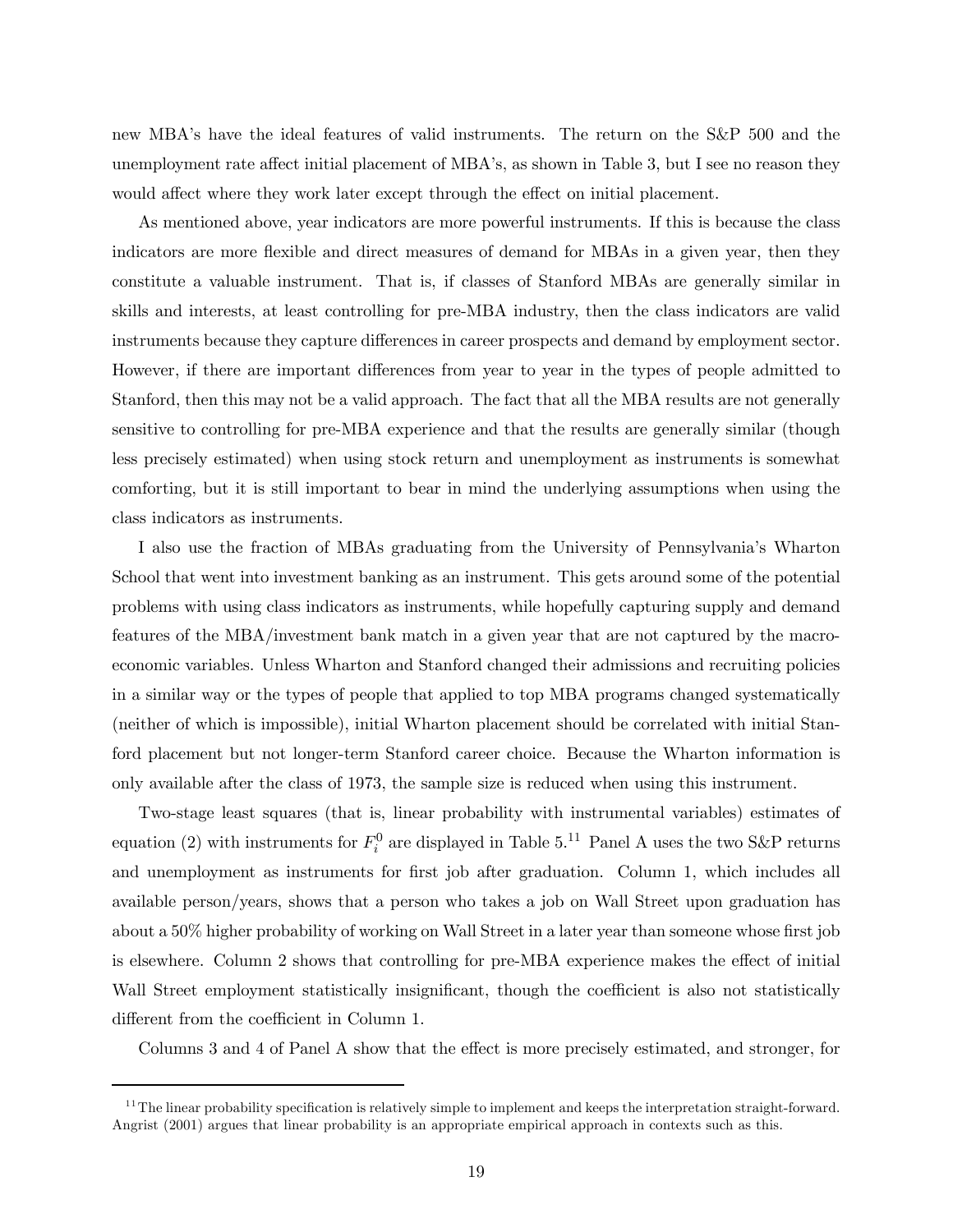new MBA's have the ideal features of valid instruments. The return on the S&P 500 and the unemployment rate affect initial placement of MBA's, as shown in Table 3, but I see no reason they would affect where they work later except through the effect on initial placement.

As mentioned above, year indicators are more powerful instruments. If this is because the class indicators are more flexible and direct measures of demand for MBAs in a given year, then they constitute a valuable instrument. That is, if classes of Stanford MBAs are generally similar in skills and interests, at least controlling for pre-MBA industry, then the class indicators are valid instruments because they capture differences in career prospects and demand by employment sector. However, if there are important differences from year to year in the types of people admitted to Stanford, then this may not be a valid approach. The fact that all the MBA results are not generally sensitive to controlling for pre-MBA experience and that the results are generally similar (though less precisely estimated) when using stock return and unemployment as instruments is somewhat comforting, but it is still important to bear in mind the underlying assumptions when using the class indicators as instruments.

I also use the fraction of MBAs graduating from the University of Pennsylvania's Wharton School that went into investment banking as an instrument. This gets around some of the potential problems with using class indicators as instruments, while hopefully capturing supply and demand features of the MBA/investment bank match in a given year that are not captured by the macroeconomic variables. Unless Wharton and Stanford changed their admissions and recruiting policies in a similar way or the types of people that applied to top MBA programs changed systematically (neither of which is impossible), initial Wharton placement should be correlated with initial Stanford placement but not longer-term Stanford career choice. Because the Wharton information is only available after the class of 1973, the sample size is reduced when using this instrument.

Two-stage least squares (that is, linear probability with instrumental variables) estimates of equation (2) with instruments for $F_i^0$ are displayed in Table 5.[11] Panel A uses the two S&P returns and unemployment as instruments for first job after graduation. Column 1, which includes all available person/years, shows that a person who takes a job on Wall Street upon graduation has about a 50% higher probability of working on Wall Street in a later year than someone whose first job is elsewhere. Column 2 shows that controlling for pre-MBA experience makes the effect of initial Wall Street employment statistically insignificant, though the coefficient is also not statistically different from the coefficient in Column 1.

Columns 3 and 4 of Panel A show that the effect is more precisely estimated, and stronger, for

[11] The linear probability specification is relatively simple to implement and keeps the interpretation straight-forward. Angrist (2001) argues that linear probability is an appropriate empirical approach in contexts such as this.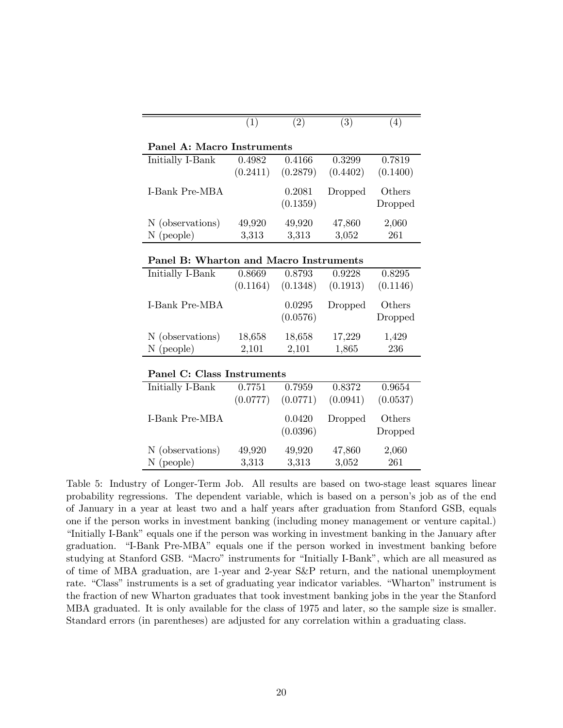| | (1) | (2) | (3) | (4) |
|---|---|---|---|---|
| **Panel A: Macro Instruments** | | | | |
| Initially I-Bank | 0.4982 | 0.4166 | 0.3299 | 0.7819 |
| | (0.2411) | (0.2879) | (0.4402) | (0.1400) |
| I-Bank Pre-MBA | | 0.2081 | Dropped | Others |
| | | (0.1359) | | Dropped |
| N (observations) | 49,920 | 49,920 | 47,860 | 2,060 |
| N (people) | 3,313 | 3,313 | 3,052 | 261 |
| **Panel B: Wharton and Macro Instruments** | | | | |
| Initially I-Bank | 0.8669 | 0.8793 | 0.9228 | 0.8295 |
| | (0.1164) | (0.1348) | (0.1913) | (0.1146) |
| I-Bank Pre-MBA | | 0.0295 | Dropped | Others |
| | | (0.0576) | | Dropped |
| N (observations) | 18,658 | 18,658 | 17,229 | 1,429 |
| N (people) | 2,101 | 2,101 | 1,865 | 236 |
| **Panel C: Class Instruments** | | | | |
| Initially I-Bank | 0.7751 | 0.7959 | 0.8372 | 0.9654 |
| | (0.0777) | (0.0771) | (0.0941) | (0.0537) |
| I-Bank Pre-MBA | | 0.0420 | Dropped | Others |
| | | (0.0396) | | Dropped |
| N (observations) | 49,920 | 49,920 | 47,860 | 2,060 |
| N (people) | 3,313 | 3,313 | 3,052 | 261 |

Table 5: Industry of Longer-Term Job. All results are based on two-stage least squares linear probability regressions. The dependent variable, which is based on a person's job as of the end of January in a year at least two and a half years after graduation from Stanford GSB, equals one if the person works in investment banking (including money management or venture capital.) "Initially I-Bank" equals one if the person was working in investment banking in the January after graduation. "I-Bank Pre-MBA" equals one if the person worked in investment banking before studying at Stanford GSB. "Macro" instruments for "Initially I-Bank", which are all measured as of time of MBA graduation, are 1-year and 2-year S&P return, and the national unemployment rate. "Class" instruments is a set of graduating year indicator variables. "Wharton" instrument is the fraction of new Wharton graduates that took investment banking jobs in the year the Stanford MBA graduated. It is only available for the class of 1975 and later, so the sample size is smaller. Standard errors (in parentheses) are adjusted for any correlation within a graduating class.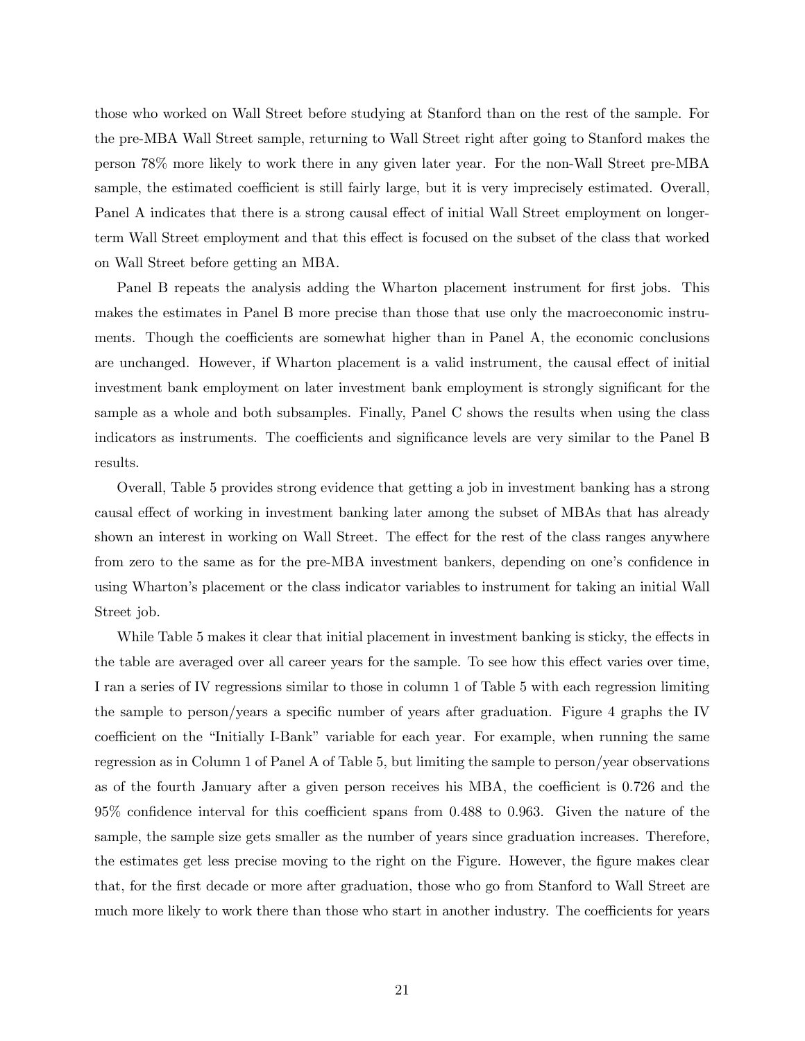those who worked on Wall Street before studying at Stanford than on the rest of the sample. For the pre-MBA Wall Street sample, returning to Wall Street right after going to Stanford makes the person 78% more likely to work there in any given later year. For the non-Wall Street pre-MBA sample, the estimated coefficient is still fairly large, but it is very imprecisely estimated. Overall, Panel A indicates that there is a strong causal effect of initial Wall Street employment on longer-term Wall Street employment and that this effect is focused on the subset of the class that worked on Wall Street before getting an MBA.

Panel B repeats the analysis adding the Wharton placement instrument for first jobs. This makes the estimates in Panel B more precise than those that use only the macroeconomic instruments. Though the coefficients are somewhat higher than in Panel A, the economic conclusions are unchanged. However, if Wharton placement is a valid instrument, the causal effect of initial investment bank employment on later investment bank employment is strongly significant for the sample as a whole and both subsamples. Finally, Panel C shows the results when using the class indicators as instruments. The coefficients and significance levels are very similar to the Panel B results.

Overall, Table 5 provides strong evidence that getting a job in investment banking has a strong causal effect of working in investment banking later among the subset of MBAs that has already shown an interest in working on Wall Street. The effect for the rest of the class ranges anywhere from zero to the same as for the pre-MBA investment bankers, depending on one's confidence in using Wharton's placement or the class indicator variables to instrument for taking an initial Wall Street job.

While Table 5 makes it clear that initial placement in investment banking is sticky, the effects in the table are averaged over all career years for the sample. To see how this effect varies over time, I ran a series of IV regressions similar to those in column 1 of Table 5 with each regression limiting the sample to person/years a specific number of years after graduation. Figure 4 graphs the IV coefficient on the "Initially I-Bank" variable for each year. For example, when running the same regression as in Column 1 of Panel A of Table 5, but limiting the sample to person/year observations as of the fourth January after a given person receives his MBA, the coefficient is 0.726 and the 95% confidence interval for this coefficient spans from 0.488 to 0.963. Given the nature of the sample, the sample size gets smaller as the number of years since graduation increases. Therefore, the estimates get less precise moving to the right on the Figure. However, the figure makes clear that, for the first decade or more after graduation, those who go from Stanford to Wall Street are much more likely to work there than those who start in another industry. The coefficients for years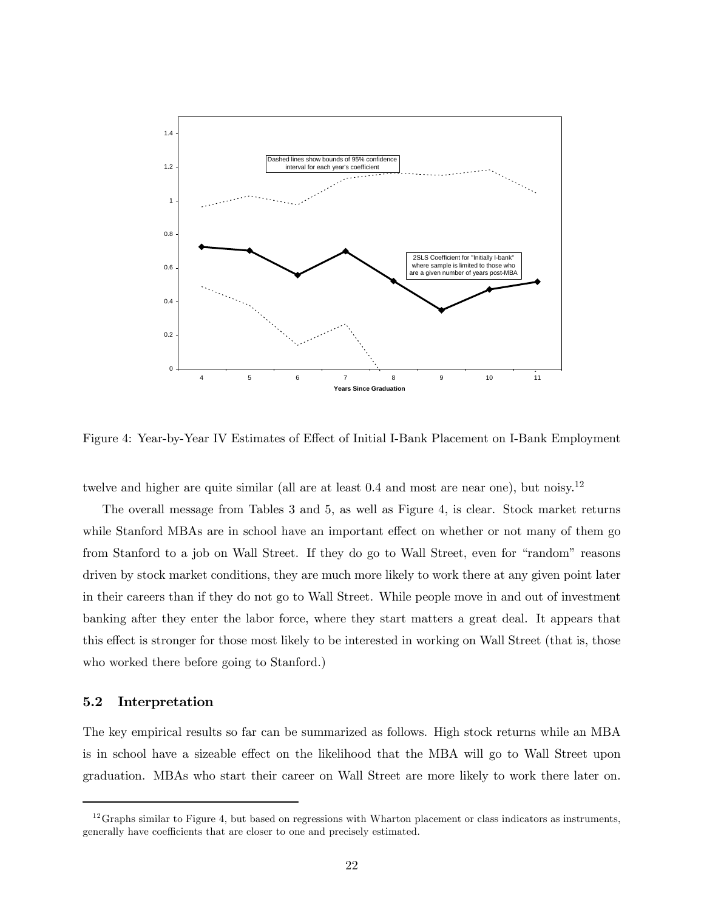Figure 4: Year-by-Year IV Estimates of Effect of Initial I-Bank Placement on I-Bank Employment

twelve and higher are quite similar (all are at least 0.4 and most are near one), but noisy.[12]

The overall message from Tables 3 and 5, as well as Figure 4, is clear. Stock market returns while Stanford MBAs are in school have an important effect on whether or not many of them go from Stanford to a job on Wall Street. If they do go to Wall Street, even for "random" reasons driven by stock market conditions, they are much more likely to work there at any given point later in their careers than if they do not go to Wall Street. While people move in and out of investment banking after they enter the labor force, where they start matters a great deal. It appears that this effect is stronger for those most likely to be interested in working on Wall Street (that is, those who worked there before going to Stanford.)

### 5.2 Interpretation

The key empirical results so far can be summarized as follows. High stock returns while an MBA is in school have a sizeable effect on the likelihood that the MBA will go to Wall Street upon graduation. MBAs who start their career on Wall Street are more likely to work there later on.

[12] Graphs similar to Figure 4, but based on regressions with Wharton placement or class indicators as instruments, generally have coefficients that are closer to one and precisely estimated.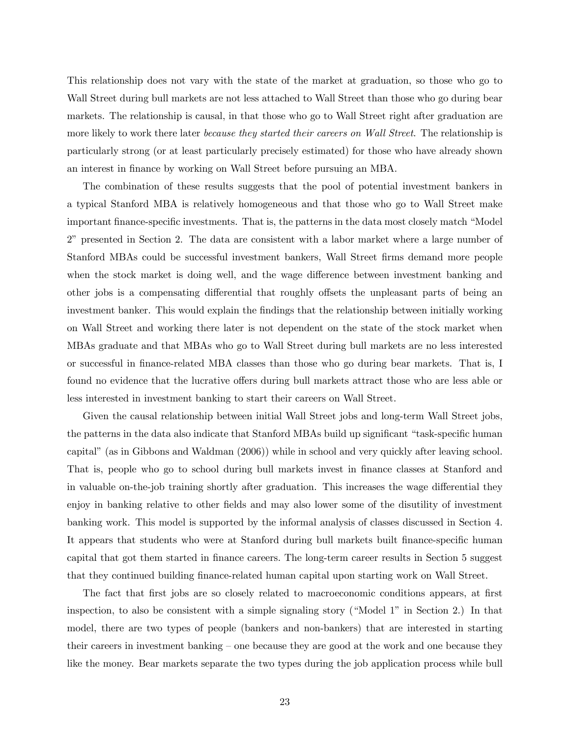This relationship does not vary with the state of the market at graduation, so those who go to Wall Street during bull markets are not less attached to Wall Street than those who go during bear markets. The relationship is causal, in that those who go to Wall Street right after graduation are more likely to work there later *because they started their careers on Wall Street*. The relationship is particularly strong (or at least particularly precisely estimated) for those who have already shown an interest in finance by working on Wall Street before pursuing an MBA.

The combination of these results suggests that the pool of potential investment bankers in a typical Stanford MBA is relatively homogeneous and that those who go to Wall Street make important finance-specific investments. That is, the patterns in the data most closely match "Model 2" presented in Section 2. The data are consistent with a labor market where a large number of Stanford MBAs could be successful investment bankers, Wall Street firms demand more people when the stock market is doing well, and the wage difference between investment banking and other jobs is a compensating differential that roughly offsets the unpleasant parts of being an investment banker. This would explain the findings that the relationship between initially working on Wall Street and working there later is not dependent on the state of the stock market when MBAs graduate and that MBAs who go to Wall Street during bull markets are no less interested or successful in finance-related MBA classes than those who go during bear markets. That is, I found no evidence that the lucrative offers during bull markets attract those who are less able or less interested in investment banking to start their careers on Wall Street.

Given the causal relationship between initial Wall Street jobs and long-term Wall Street jobs, the patterns in the data also indicate that Stanford MBAs build up significant "task-specific human capital" (as in Gibbons and Waldman (2006)) while in school and very quickly after leaving school. That is, people who go to school during bull markets invest in finance classes at Stanford and in valuable on-the-job training shortly after graduation. This increases the wage differential they enjoy in banking relative to other fields and may also lower some of the disutility of investment banking work. This model is supported by the informal analysis of classes discussed in Section 4. It appears that students who were at Stanford during bull markets built finance-specific human capital that got them started in finance careers. The long-term career results in Section 5 suggest that they continued building finance-related human capital upon starting work on Wall Street.

The fact that first jobs are so closely related to macroeconomic conditions appears, at first inspection, to also be consistent with a simple signaling story ("Model 1" in Section 2.) In that model, there are two types of people (bankers and non-bankers) that are interested in starting their careers in investment banking – one because they are good at the work and one because they like the money. Bear markets separate the two types during the job application process while bull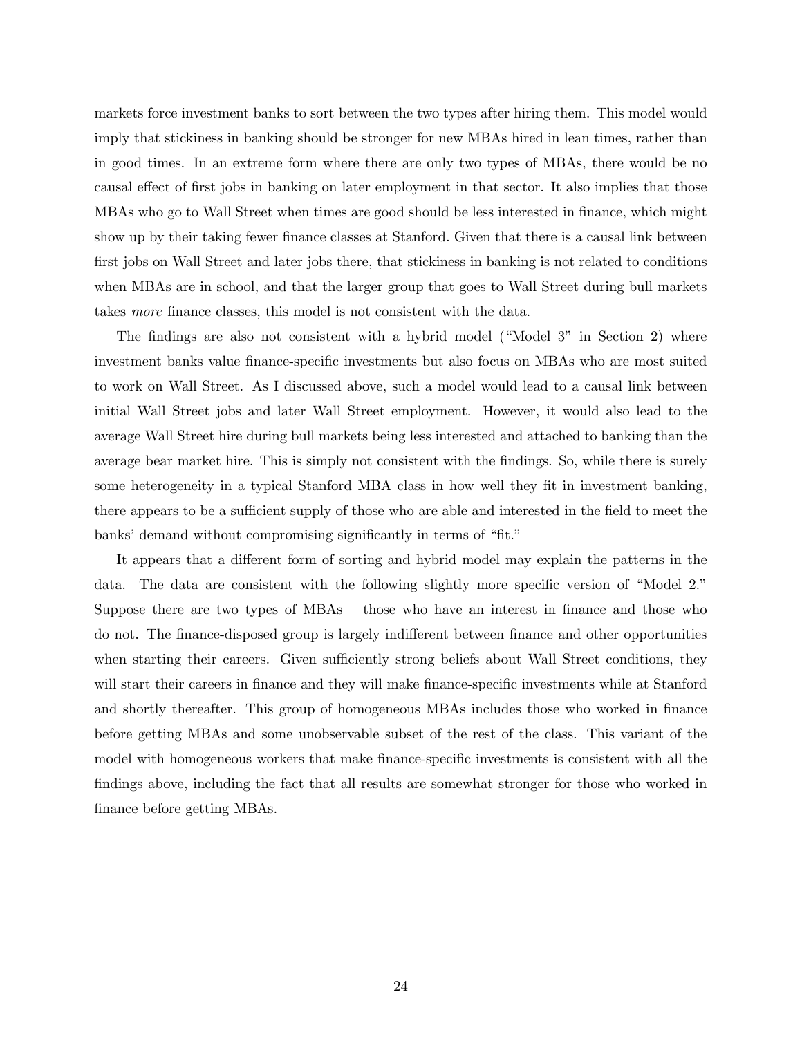markets force investment banks to sort between the two types after hiring them. This model would imply that stickiness in banking should be stronger for new MBAs hired in lean times, rather than in good times. In an extreme form where there are only two types of MBAs, there would be no causal effect of first jobs in banking on later employment in that sector. It also implies that those MBAs who go to Wall Street when times are good should be less interested in finance, which might show up by their taking fewer finance classes at Stanford. Given that there is a causal link between first jobs on Wall Street and later jobs there, that stickiness in banking is not related to conditions when MBAs are in school, and that the larger group that goes to Wall Street during bull markets takes *more* finance classes, this model is not consistent with the data.

The findings are also not consistent with a hybrid model ("Model 3" in Section 2) where investment banks value finance-specific investments but also focus on MBAs who are most suited to work on Wall Street. As I discussed above, such a model would lead to a causal link between initial Wall Street jobs and later Wall Street employment. However, it would also lead to the average Wall Street hire during bull markets being less interested and attached to banking than the average bear market hire. This is simply not consistent with the findings. So, while there is surely some heterogeneity in a typical Stanford MBA class in how well they fit in investment banking, there appears to be a sufficient supply of those who are able and interested in the field to meet the banks' demand without compromising significantly in terms of "fit."

It appears that a different form of sorting and hybrid model may explain the patterns in the data. The data are consistent with the following slightly more specific version of "Model 2." Suppose there are two types of MBAs – those who have an interest in finance and those who do not. The finance-disposed group is largely indifferent between finance and other opportunities when starting their careers. Given sufficiently strong beliefs about Wall Street conditions, they will start their careers in finance and they will make finance-specific investments while at Stanford and shortly thereafter. This group of homogeneous MBAs includes those who worked in finance before getting MBAs and some unobservable subset of the rest of the class. This variant of the model with homogeneous workers that make finance-specific investments is consistent with all the findings above, including the fact that all results are somewhat stronger for those who worked in finance before getting MBAs.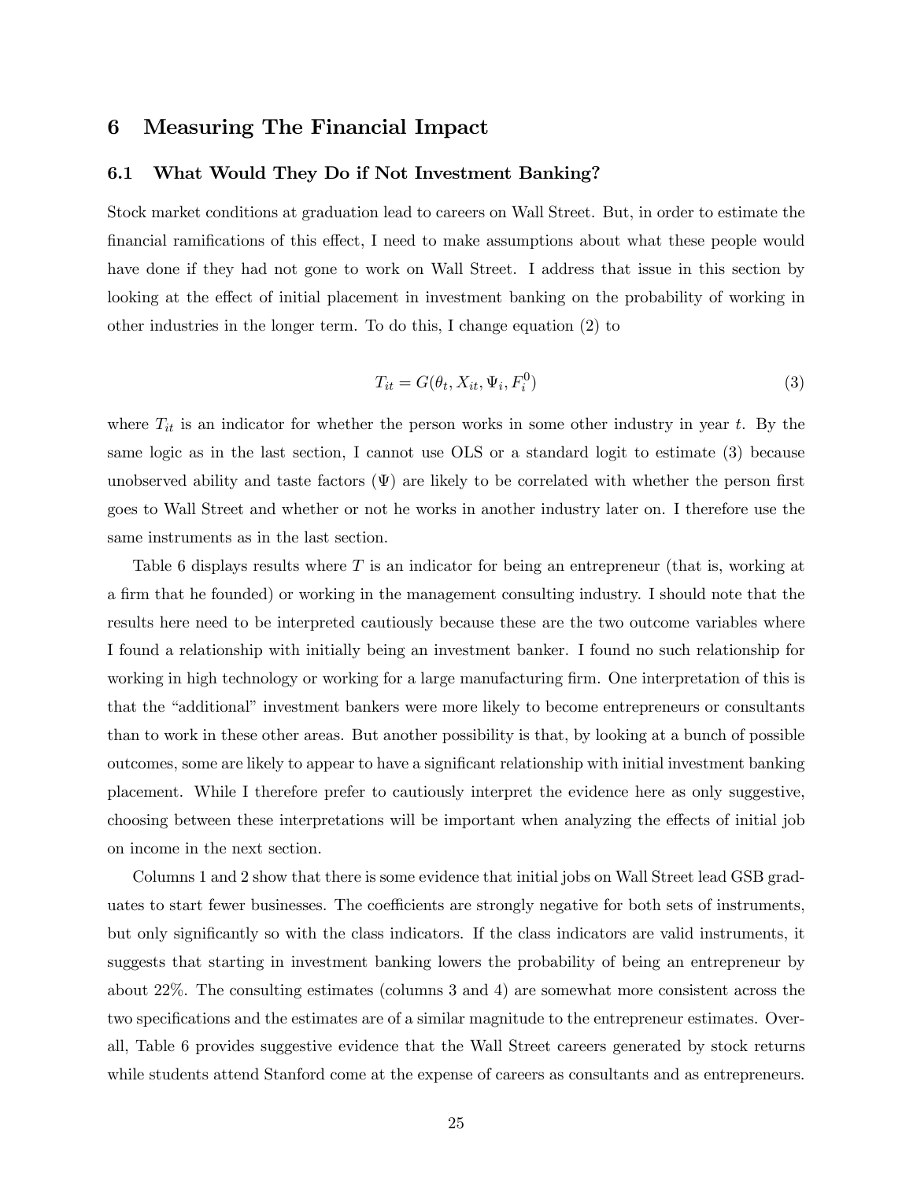## 6 Measuring The Financial Impact

### 6.1 What Would They Do if Not Investment Banking?

Stock market conditions at graduation lead to careers on Wall Street. But, in order to estimate the financial ramifications of this effect, I need to make assumptions about what these people would have done if they had not gone to work on Wall Street. I address that issue in this section by looking at the effect of initial placement in investment banking on the probability of working in other industries in the longer term. To do this, I change equation (2) to

$$T_{it} = G(\theta_t, X_{it}, \Psi_i, F_i^0) \tag{3}$$

where $T_{it}$ is an indicator for whether the person works in some other industry in year $t$. By the same logic as in the last section, I cannot use OLS or a standard logit to estimate (3) because unobserved ability and taste factors ($\Psi$) are likely to be correlated with whether the person first goes to Wall Street and whether or not he works in another industry later on. I therefore use the same instruments as in the last section.

Table 6 displays results where $T$ is an indicator for being an entrepreneur (that is, working at a firm that he founded) or working in the management consulting industry. I should note that the results here need to be interpreted cautiously because these are the two outcome variables where I found a relationship with initially being an investment banker. I found no such relationship for working in high technology or working for a large manufacturing firm. One interpretation of this is that the "additional" investment bankers were more likely to become entrepreneurs or consultants than to work in these other areas. But another possibility is that, by looking at a bunch of possible outcomes, some are likely to appear to have a significant relationship with initial investment banking placement. While I therefore prefer to cautiously interpret the evidence here as only suggestive, choosing between these interpretations will be important when analyzing the effects of initial job on income in the next section.

Columns 1 and 2 show that there is some evidence that initial jobs on Wall Street lead GSB graduates to start fewer businesses. The coefficients are strongly negative for both sets of instruments, but only significantly so with the class indicators. If the class indicators are valid instruments, it suggests that starting in investment banking lowers the probability of being an entrepreneur by about 22%. The consulting estimates (columns 3 and 4) are somewhat more consistent across the two specifications and the estimates are of a similar magnitude to the entrepreneur estimates. Overall, Table 6 provides suggestive evidence that the Wall Street careers generated by stock returns while students attend Stanford come at the expense of careers as consultants and as entrepreneurs.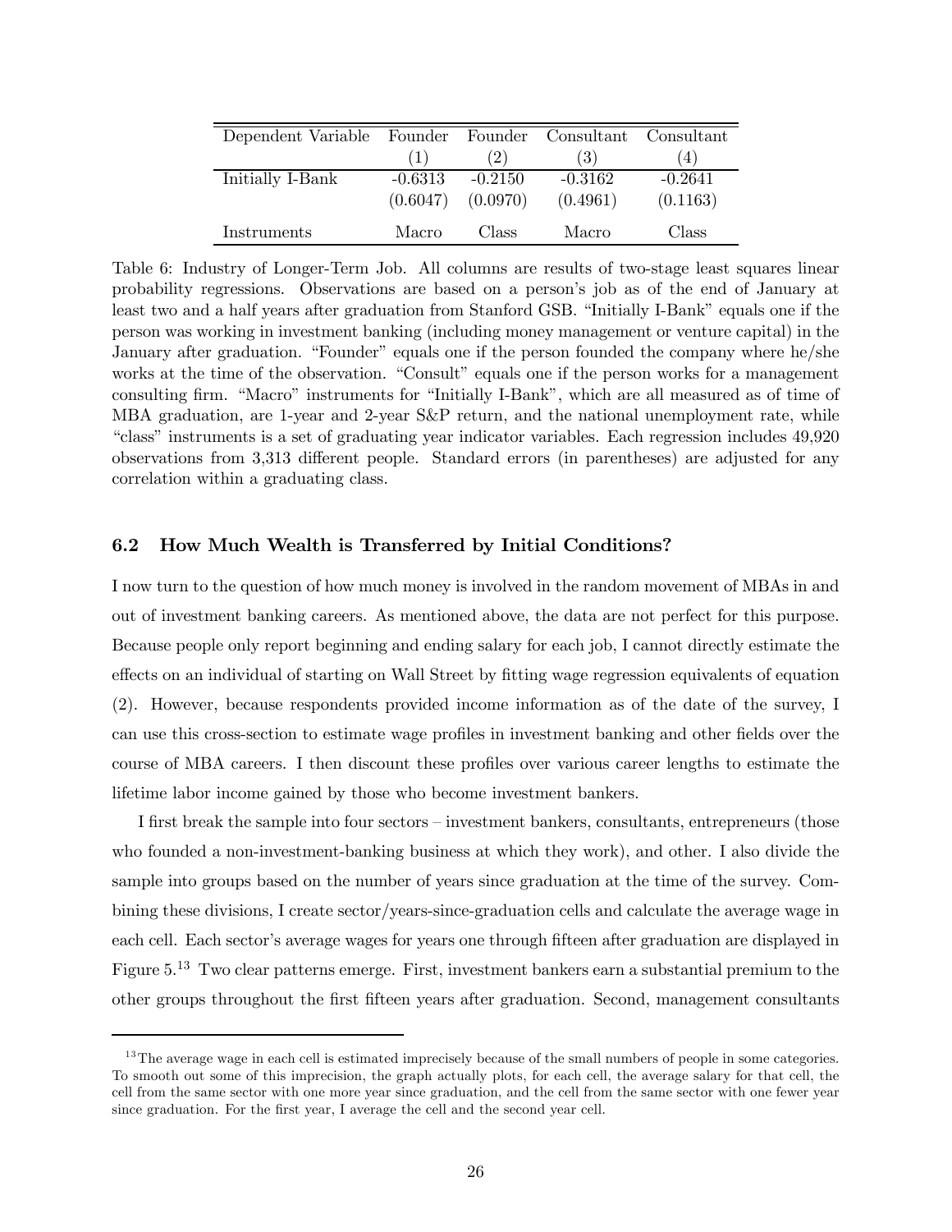| Dependent Variable | Founder | Founder | Consultant | Consultant |
|---|---|---|---|---|
| | (1) | (2) | (3) | (4) |
| Initially I-Bank | -0.6313 | -0.2150 | -0.3162 | -0.2641 |
| | (0.6047) | (0.0970) | (0.4961) | (0.1163) |
| Instruments | Macro | Class | Macro | Class |

Table 6: Industry of Longer-Term Job. All columns are results of two-stage least squares linear probability regressions. Observations are based on a person's job as of the end of January at least two and a half years after graduation from Stanford GSB. "Initially I-Bank" equals one if the person was working in investment banking (including money management or venture capital) in the January after graduation. "Founder" equals one if the person founded the company where he/she works at the time of the observation. "Consult" equals one if the person works for a management consulting firm. "Macro" instruments for "Initially I-Bank", which are all measured as of time of MBA graduation, are 1-year and 2-year S&P return, and the national unemployment rate, while "class" instruments is a set of graduating year indicator variables. Each regression includes 49,920 observations from 3,313 different people. Standard errors (in parentheses) are adjusted for any correlation within a graduating class.

### 6.2 How Much Wealth is Transferred by Initial Conditions?

I now turn to the question of how much money is involved in the random movement of MBAs in and out of investment banking careers. As mentioned above, the data are not perfect for this purpose. Because people only report beginning and ending salary for each job, I cannot directly estimate the effects on an individual of starting on Wall Street by fitting wage regression equivalents of equation (2). However, because respondents provided income information as of the date of the survey, I can use this cross-section to estimate wage profiles in investment banking and other fields over the course of MBA careers. I then discount these profiles over various career lengths to estimate the lifetime labor income gained by those who become investment bankers.

I first break the sample into four sectors – investment bankers, consultants, entrepreneurs (those who founded a non-investment-banking business at which they work), and other. I also divide the sample into groups based on the number of years since graduation at the time of the survey. Combining these divisions, I create sector/years-since-graduation cells and calculate the average wage in each cell. Each sector's average wages for years one through fifteen after graduation are displayed in Figure 5.[13] Two clear patterns emerge. First, investment bankers earn a substantial premium to the other groups throughout the first fifteen years after graduation. Second, management consultants

[13] The average wage in each cell is estimated imprecisely because of the small numbers of people in some categories. To smooth out some of this imprecision, the graph actually plots, for each cell, the average salary for that cell, the cell from the same sector with one more year since graduation, and the cell from the same sector with one fewer year since graduation. For the first year, I average the cell and the second year cell.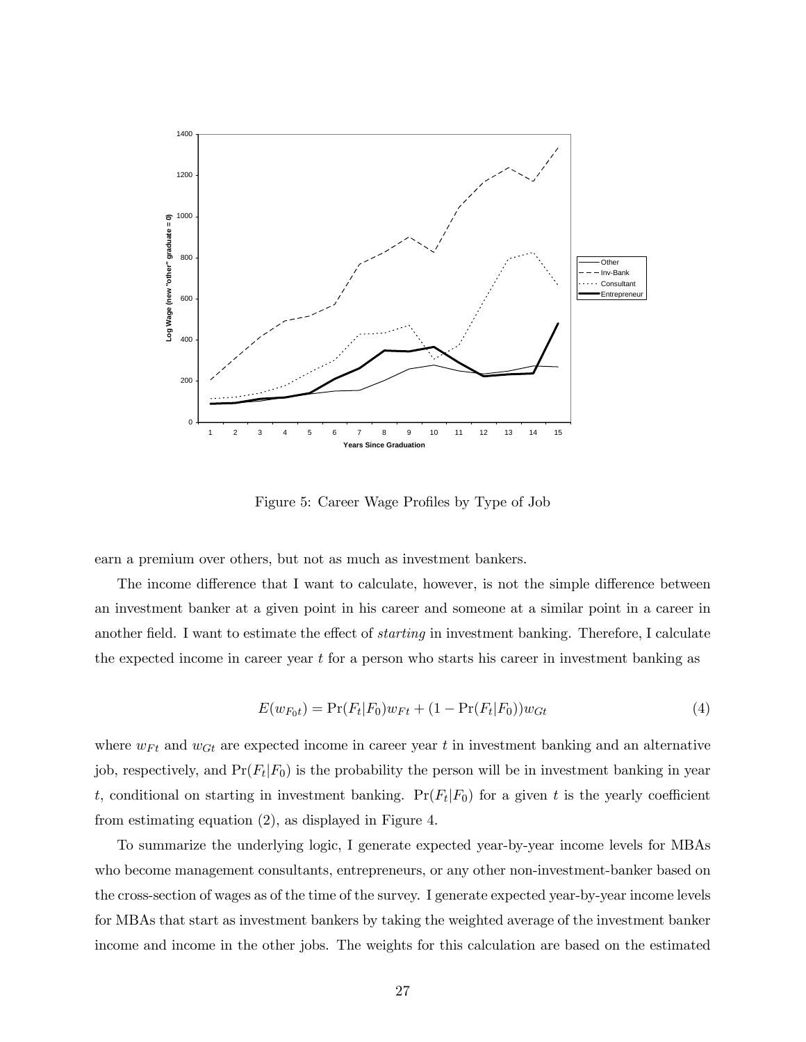Figure 5: Career Wage Profiles by Type of Job

earn a premium over others, but not as much as investment bankers.

The income difference that I want to calculate, however, is not the simple difference between an investment banker at a given point in his career and someone at a similar point in a career in another field. I want to estimate the effect of *starting* in investment banking. Therefore, I calculate the expected income in career year $t$ for a person who starts his career in investment banking as

$$E(w_{F_0t}) = \Pr(F_t|F_0)w_{Ft} + (1 - \Pr(F_t|F_0))w_{Gt} \tag{4}$$

where $w_{Ft}$ and $w_{Gt}$ are expected income in career year $t$ in investment banking and an alternative job, respectively, and $\Pr(F_t|F_0)$ is the probability the person will be in investment banking in year $t$, conditional on starting in investment banking. $\Pr(F_t|F_0)$ for a given $t$ is the yearly coefficient from estimating equation (2), as displayed in Figure 4.

To summarize the underlying logic, I generate expected year-by-year income levels for MBAs who become management consultants, entrepreneurs, or any other non-investment-banker based on the cross-section of wages as of the time of the survey. I generate expected year-by-year income levels for MBAs that start as investment bankers by taking the weighted average of the investment banker income and income in the other jobs. The weights for this calculation are based on the estimated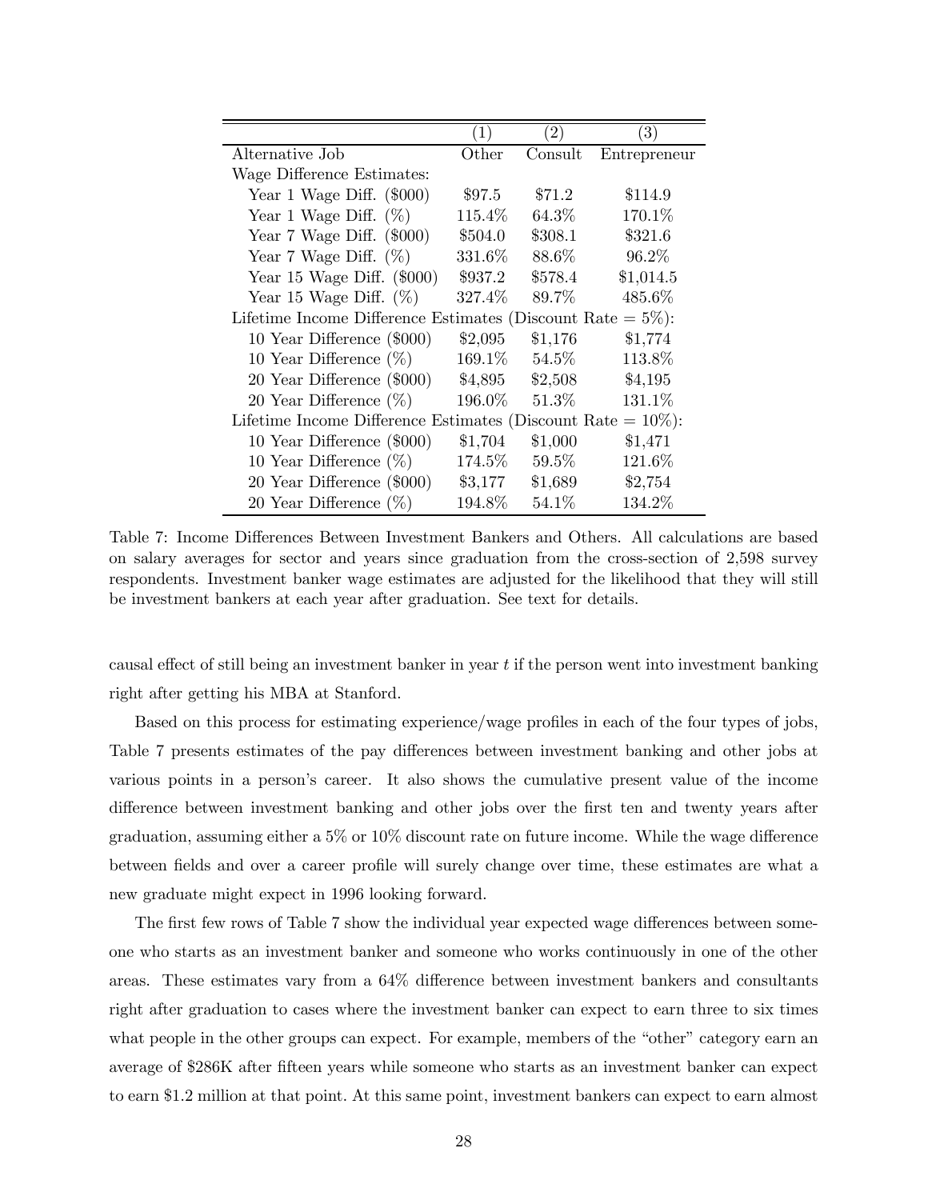|  | (1) | (2) | (3) |
|---|---|---|---|
| Alternative Job | Other | Consult | Entrepreneur |
| Wage Difference Estimates: | | | |
| Year 1 Wage Diff. ($000) | $97.5 | $71.2 | $114.9 |
| Year 1 Wage Diff. (%) | 115.4% | 64.3% | 170.1% |
| Year 7 Wage Diff. ($000) | $504.0 | $308.1 | $321.6 |
| Year 7 Wage Diff. (%) | 331.6% | 88.6% | 96.2% |
| Year 15 Wage Diff. ($000) | $937.2 | $578.4 | $1,014.5 |
| Year 15 Wage Diff. (%) | 327.4% | 89.7% | 485.6% |
| Lifetime Income Difference Estimates (Discount Rate = 5%): | | | |
| 10 Year Difference ($000) | $2,095 | $1,176 | $1,774 |
| 10 Year Difference (%) | 169.1% | 54.5% | 113.8% |
| 20 Year Difference ($000) | $4,895 | $2,508 | $4,195 |
| 20 Year Difference (%) | 196.0% | 51.3% | 131.1% |
| Lifetime Income Difference Estimates (Discount Rate = 10%): | | | |
| 10 Year Difference ($000) | $1,704 | $1,000 | $1,471 |
| 10 Year Difference (%) | 174.5% | 59.5% | 121.6% |
| 20 Year Difference ($000) | $3,177 | $1,689 | $2,754 |
| 20 Year Difference (%) | 194.8% | 54.1% | 134.2% |

Table 7: Income Differences Between Investment Bankers and Others. All calculations are based on salary averages for sector and years since graduation from the cross-section of 2,598 survey respondents. Investment banker wage estimates are adjusted for the likelihood that they will still be investment bankers at each year after graduation. See text for details.

causal effect of still being an investment banker in year $t$ if the person went into investment banking right after getting his MBA at Stanford.

Based on this process for estimating experience/wage profiles in each of the four types of jobs, Table 7 presents estimates of the pay differences between investment banking and other jobs at various points in a person's career. It also shows the cumulative present value of the income difference between investment banking and other jobs over the first ten and twenty years after graduation, assuming either a 5% or 10% discount rate on future income. While the wage difference between fields and over a career profile will surely change over time, these estimates are what a new graduate might expect in 1996 looking forward.

The first few rows of Table 7 show the individual year expected wage differences between someone who starts as an investment banker and someone who works continuously in one of the other areas. These estimates vary from a 64% difference between investment bankers and consultants right after graduation to cases where the investment banker can expect to earn three to six times what people in the other groups can expect. For example, members of the "other" category earn an average of $286K after fifteen years while someone who starts as an investment banker can expect to earn $1.2 million at that point. At this same point, investment bankers can expect to earn almost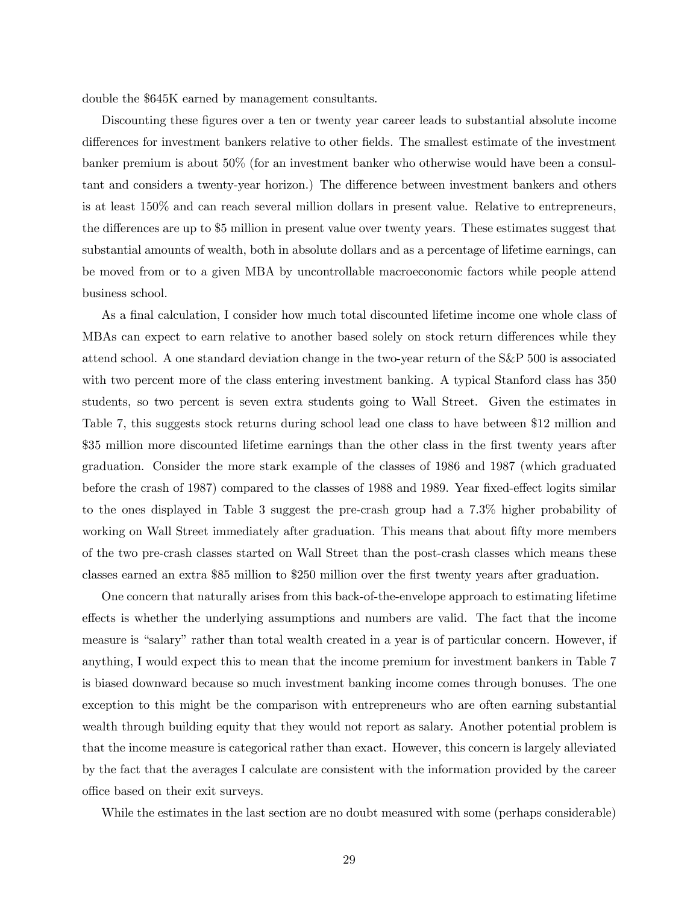double the $645K earned by management consultants.

Discounting these figures over a ten or twenty year career leads to substantial absolute income differences for investment bankers relative to other fields. The smallest estimate of the investment banker premium is about 50% (for an investment banker who otherwise would have been a consultant and considers a twenty-year horizon.) The difference between investment bankers and others is at least 150% and can reach several million dollars in present value. Relative to entrepreneurs, the differences are up to $5 million in present value over twenty years. These estimates suggest that substantial amounts of wealth, both in absolute dollars and as a percentage of lifetime earnings, can be moved from or to a given MBA by uncontrollable macroeconomic factors while people attend business school.

As a final calculation, I consider how much total discounted lifetime income one whole class of MBAs can expect to earn relative to another based solely on stock return differences while they attend school. A one standard deviation change in the two-year return of the S&P 500 is associated with two percent more of the class entering investment banking. A typical Stanford class has 350 students, so two percent is seven extra students going to Wall Street. Given the estimates in Table 7, this suggests stock returns during school lead one class to have between $12 million and $35 million more discounted lifetime earnings than the other class in the first twenty years after graduation. Consider the more stark example of the classes of 1986 and 1987 (which graduated before the crash of 1987) compared to the classes of 1988 and 1989. Year fixed-effect logits similar to the ones displayed in Table 3 suggest the pre-crash group had a 7.3% higher probability of working on Wall Street immediately after graduation. This means that about fifty more members of the two pre-crash classes started on Wall Street than the post-crash classes which means these classes earned an extra $85 million to $250 million over the first twenty years after graduation.

One concern that naturally arises from this back-of-the-envelope approach to estimating lifetime effects is whether the underlying assumptions and numbers are valid. The fact that the income measure is "salary" rather than total wealth created in a year is of particular concern. However, if anything, I would expect this to mean that the income premium for investment bankers in Table 7 is biased downward because so much investment banking income comes through bonuses. The one exception to this might be the comparison with entrepreneurs who are often earning substantial wealth through building equity that they would not report as salary. Another potential problem is that the income measure is categorical rather than exact. However, this concern is largely alleviated by the fact that the averages I calculate are consistent with the information provided by the career office based on their exit surveys.

While the estimates in the last section are no doubt measured with some (perhaps considerable)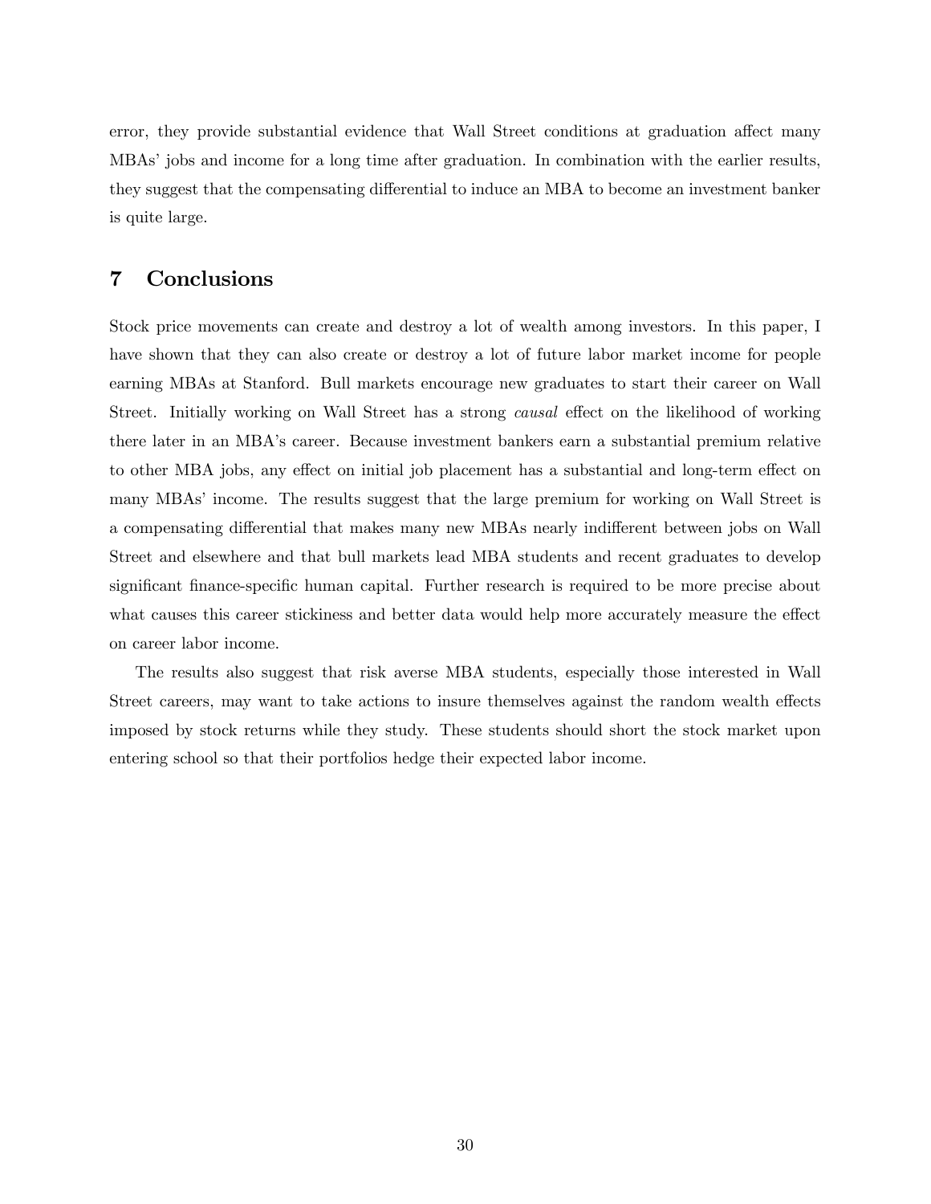error, they provide substantial evidence that Wall Street conditions at graduation affect many MBAs' jobs and income for a long time after graduation. In combination with the earlier results, they suggest that the compensating differential to induce an MBA to become an investment banker is quite large.

## 7 Conclusions

Stock price movements can create and destroy a lot of wealth among investors. In this paper, I have shown that they can also create or destroy a lot of future labor market income for people earning MBAs at Stanford. Bull markets encourage new graduates to start their career on Wall Street. Initially working on Wall Street has a strong *causal* effect on the likelihood of working there later in an MBA's career. Because investment bankers earn a substantial premium relative to other MBA jobs, any effect on initial job placement has a substantial and long-term effect on many MBAs' income. The results suggest that the large premium for working on Wall Street is a compensating differential that makes many new MBAs nearly indifferent between jobs on Wall Street and elsewhere and that bull markets lead MBA students and recent graduates to develop significant finance-specific human capital. Further research is required to be more precise about what causes this career stickiness and better data would help more accurately measure the effect on career labor income.

The results also suggest that risk averse MBA students, especially those interested in Wall Street careers, may want to take actions to insure themselves against the random wealth effects imposed by stock returns while they study. These students should short the stock market upon entering school so that their portfolios hedge their expected labor income.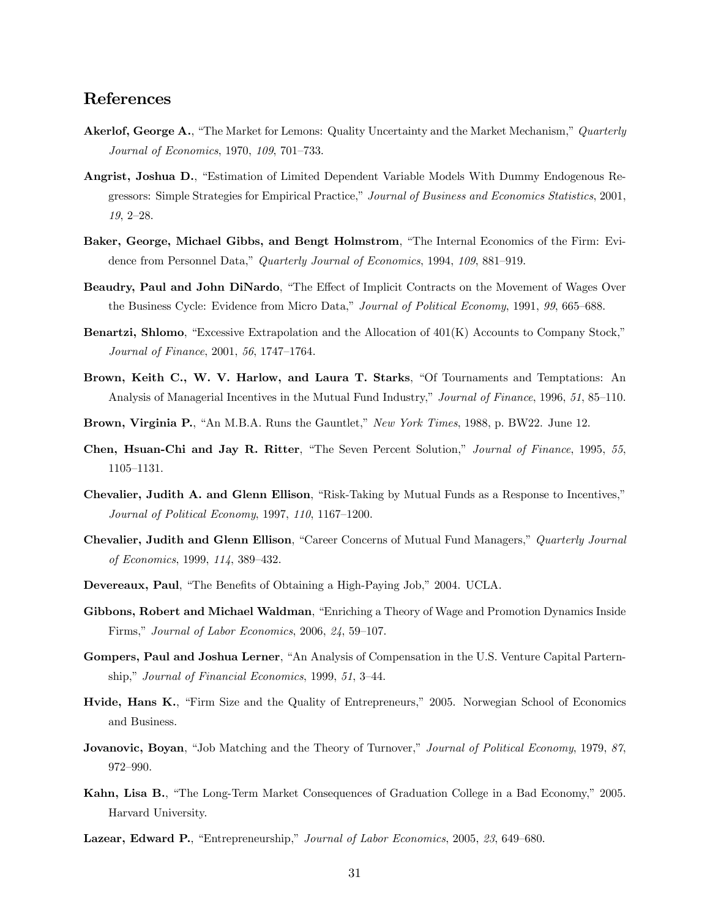## References

**Akerlof, George A.**, "The Market for Lemons: Quality Uncertainty and the Market Mechanism," *Quarterly Journal of Economics*, 1970, *109*, 701–733.

**Angrist, Joshua D.**, "Estimation of Limited Dependent Variable Models With Dummy Endogenous Regressors: Simple Strategies for Empirical Practice," *Journal of Business and Economics Statistics*, 2001, *19*, 2–28.

**Baker, George, Michael Gibbs, and Bengt Holmstrom**, "The Internal Economics of the Firm: Evidence from Personnel Data," *Quarterly Journal of Economics*, 1994, *109*, 881–919.

**Beaudry, Paul and John DiNardo**, "The Effect of Implicit Contracts on the Movement of Wages Over the Business Cycle: Evidence from Micro Data," *Journal of Political Economy*, 1991, *99*, 665–688.

**Benartzi, Shlomo**, "Excessive Extrapolation and the Allocation of 401(K) Accounts to Company Stock," *Journal of Finance*, 2001, *56*, 1747–1764.

**Brown, Keith C., W. V. Harlow, and Laura T. Starks**, "Of Tournaments and Temptations: An Analysis of Managerial Incentives in the Mutual Fund Industry," *Journal of Finance*, 1996, *51*, 85–110.

**Brown, Virginia P.**, "An M.B.A. Runs the Gauntlet," *New York Times*, 1988, p. BW22. June 12.

**Chen, Hsuan-Chi and Jay R. Ritter**, "The Seven Percent Solution," *Journal of Finance*, 1995, *55*, 1105–1131.

**Chevalier, Judith A. and Glenn Ellison**, "Risk-Taking by Mutual Funds as a Response to Incentives," *Journal of Political Economy*, 1997, *110*, 1167–1200.

**Chevalier, Judith and Glenn Ellison**, "Career Concerns of Mutual Fund Managers," *Quarterly Journal of Economics*, 1999, *114*, 389–432.

**Devereaux, Paul**, "The Benefits of Obtaining a High-Paying Job," 2004. UCLA.

**Gibbons, Robert and Michael Waldman**, "Enriching a Theory of Wage and Promotion Dynamics Inside Firms," *Journal of Labor Economics*, 2006, *24*, 59–107.

**Gompers, Paul and Joshua Lerner**, "An Analysis of Compensation in the U.S. Venture Capital Parternship," *Journal of Financial Economics*, 1999, *51*, 3–44.

**Hvide, Hans K.**, "Firm Size and the Quality of Entrepreneurs," 2005. Norwegian School of Economics and Business.

**Jovanovic, Boyan**, "Job Matching and the Theory of Turnover," *Journal of Political Economy*, 1979, *87*, 972–990.

**Kahn, Lisa B.**, "The Long-Term Market Consequences of Graduation College in a Bad Economy," 2005. Harvard University.

**Lazear, Edward P.**, "Entrepreneurship," *Journal of Labor Economics*, 2005, *23*, 649–680.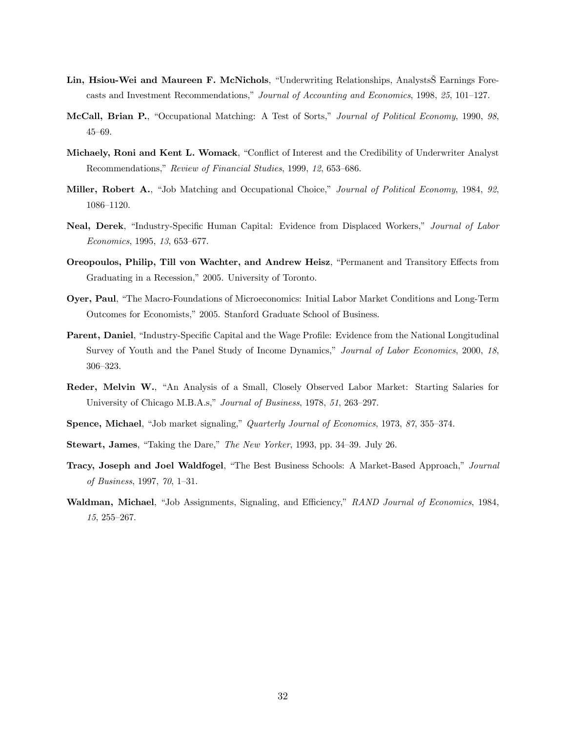**Lin, Hsiou-Wei and Maureen F. McNichols**, "Underwriting Relationships, AnalystsŠ Earnings Forecasts and Investment Recommendations," *Journal of Accounting and Economics*, 1998, *25*, 101–127.

**McCall, Brian P.**, "Occupational Matching: A Test of Sorts," *Journal of Political Economy*, 1990, *98*, 45–69.

**Michaely, Roni and Kent L. Womack**, "Conflict of Interest and the Credibility of Underwriter Analyst Recommendations," *Review of Financial Studies*, 1999, *12*, 653–686.

**Miller, Robert A.**, "Job Matching and Occupational Choice," *Journal of Political Economy*, 1984, *92*, 1086–1120.

**Neal, Derek**, "Industry-Specific Human Capital: Evidence from Displaced Workers," *Journal of Labor Economics*, 1995, *13*, 653–677.

**Oreopoulos, Philip, Till von Wachter, and Andrew Heisz**, "Permanent and Transitory Effects from Graduating in a Recession," 2005. University of Toronto.

**Oyer, Paul**, "The Macro-Foundations of Microeconomics: Initial Labor Market Conditions and Long-Term Outcomes for Economists," 2005. Stanford Graduate School of Business.

**Parent, Daniel**, "Industry-Specific Capital and the Wage Profile: Evidence from the National Longitudinal Survey of Youth and the Panel Study of Income Dynamics," *Journal of Labor Economics*, 2000, *18*, 306–323.

**Reder, Melvin W.**, "An Analysis of a Small, Closely Observed Labor Market: Starting Salaries for University of Chicago M.B.A.s," *Journal of Business*, 1978, *51*, 263–297.

**Spence, Michael**, "Job market signaling," *Quarterly Journal of Economics*, 1973, *87*, 355–374.

**Stewart, James**, "Taking the Dare," *The New Yorker*, 1993, pp. 34–39. July 26.

**Tracy, Joseph and Joel Waldfogel**, "The Best Business Schools: A Market-Based Approach," *Journal of Business*, 1997, *70*, 1–31.

**Waldman, Michael**, "Job Assignments, Signaling, and Efficiency," *RAND Journal of Economics*, 1984, *15*, 255–267.